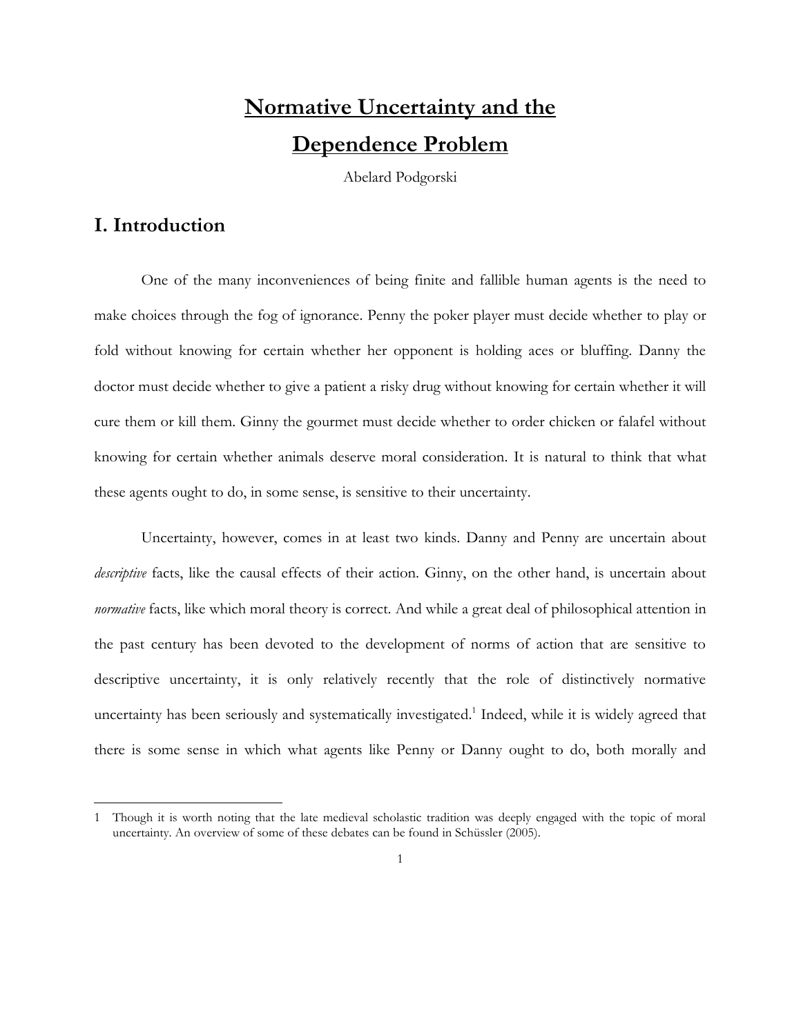# Normative Uncertainty and the Dependence Problem

Abelard Podgorski

## I. Introduction

One of the many inconveniences of being finite and fallible human agents is the need to make choices through the fog of ignorance. Penny the poker player must decide whether to play or fold without knowing for certain whether her opponent is holding aces or bluffing. Danny the doctor must decide whether to give a patient a risky drug without knowing for certain whether it will cure them or kill them. Ginny the gourmet must decide whether to order chicken or falafel without knowing for certain whether animals deserve moral consideration. It is natural to think that what these agents ought to do, in some sense, is sensitive to their uncertainty.

Uncertainty, however, comes in at least two kinds. Danny and Penny are uncertain about *descriptive* facts, like the causal effects of their action. Ginny, on the other hand, is uncertain about *normative* facts, like which moral theory is correct. And while a great deal of philosophical attention in the past century has been devoted to the development of norms of action that are sensitive to descriptive uncertainty, it is only relatively recently that the role of distinctively normative uncertainty has been seriously and systematically investigated.[1] Indeed, while it is widely agreed that there is some sense in which what agents like Penny or Danny ought to do, both morally and

[1] Though it is worth noting that the late medieval scholastic tradition was deeply engaged with the topic of moral uncertainty. An overview of some of these debates can be found in Schüssler (2005).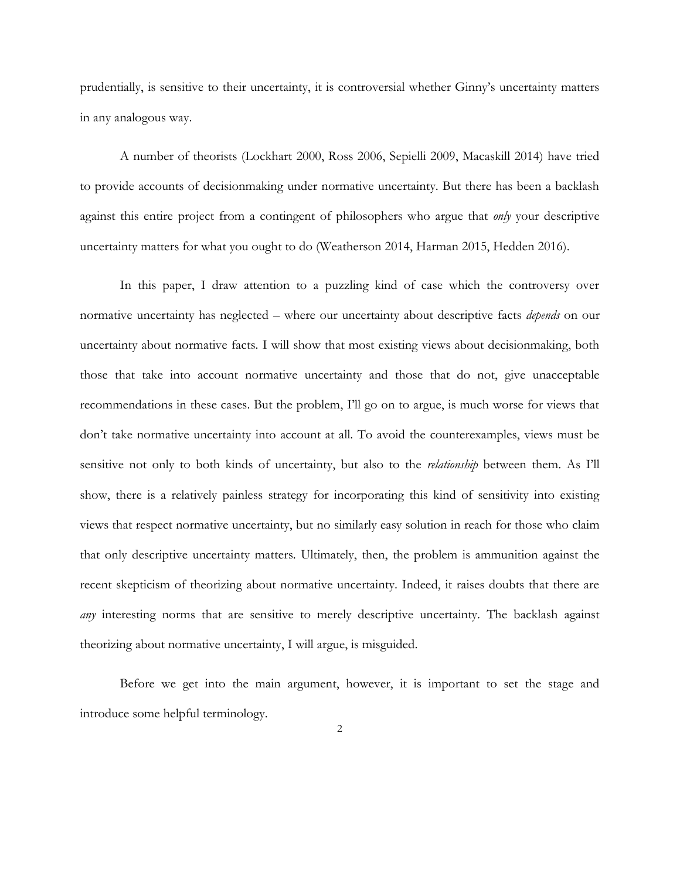prudentially, is sensitive to their uncertainty, it is controversial whether Ginny's uncertainty matters in any analogous way.

A number of theorists (Lockhart 2000, Ross 2006, Sepielli 2009, Macaskill 2014) have tried to provide accounts of decisionmaking under normative uncertainty. But there has been a backlash against this entire project from a contingent of philosophers who argue that *only* your descriptive uncertainty matters for what you ought to do (Weatherson 2014, Harman 2015, Hedden 2016).

In this paper, I draw attention to a puzzling kind of case which the controversy over normative uncertainty has neglected – where our uncertainty about descriptive facts *depends* on our uncertainty about normative facts. I will show that most existing views about decisionmaking, both those that take into account normative uncertainty and those that do not, give unacceptable recommendations in these cases. But the problem, I'll go on to argue, is much worse for views that don't take normative uncertainty into account at all. To avoid the counterexamples, views must be sensitive not only to both kinds of uncertainty, but also to the *relationship* between them. As I'll show, there is a relatively painless strategy for incorporating this kind of sensitivity into existing views that respect normative uncertainty, but no similarly easy solution in reach for those who claim that only descriptive uncertainty matters. Ultimately, then, the problem is ammunition against the recent skepticism of theorizing about normative uncertainty. Indeed, it raises doubts that there are *any* interesting norms that are sensitive to merely descriptive uncertainty. The backlash against theorizing about normative uncertainty, I will argue, is misguided.

Before we get into the main argument, however, it is important to set the stage and introduce some helpful terminology.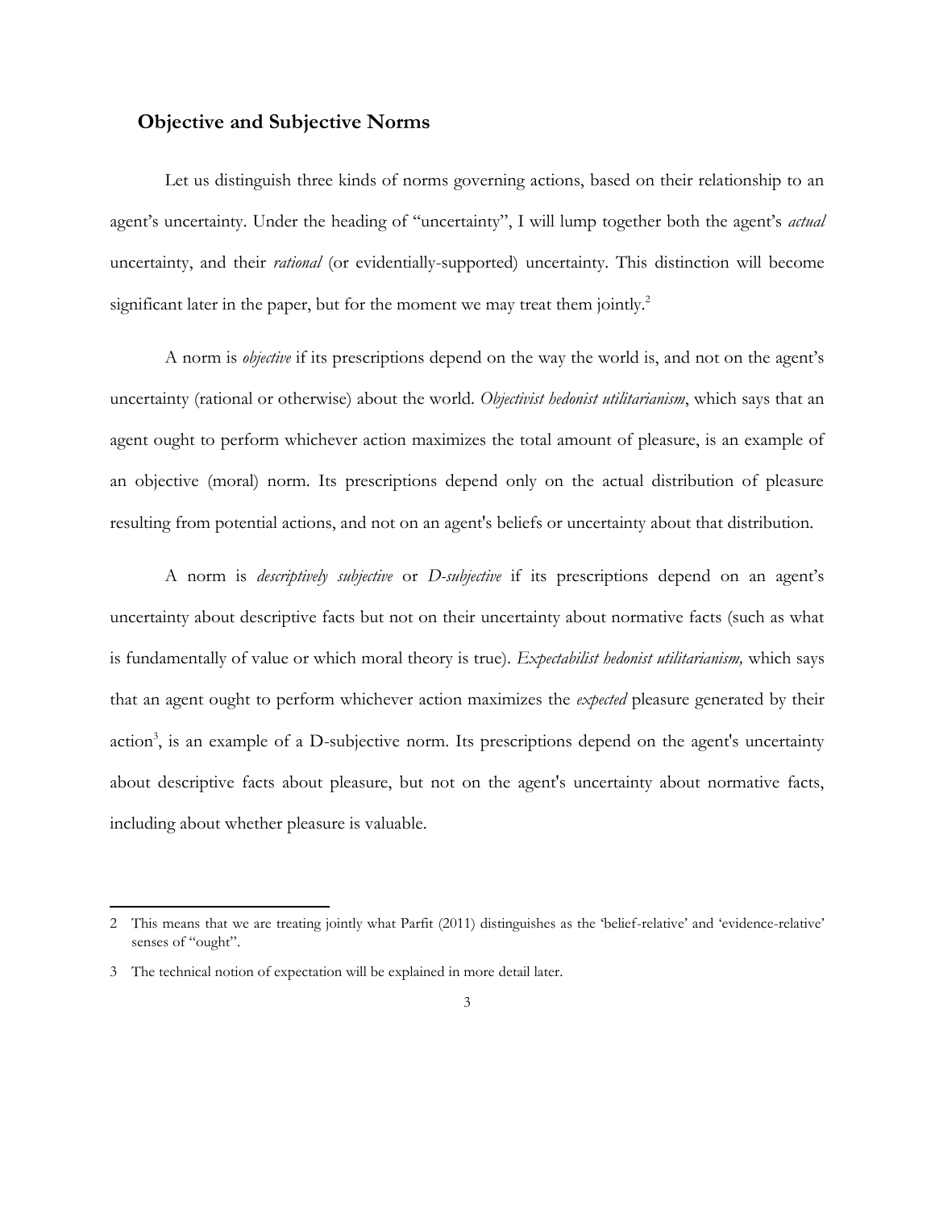## Objective and Subjective Norms

Let us distinguish three kinds of norms governing actions, based on their relationship to an agent's uncertainty. Under the heading of "uncertainty", I will lump together both the agent's *actual* uncertainty, and their *rational* (or evidentially-supported) uncertainty. This distinction will become significant later in the paper, but for the moment we may treat them jointly.[2]

A norm is *objective* if its prescriptions depend on the way the world is, and not on the agent's uncertainty (rational or otherwise) about the world. *Objectivist hedonist utilitarianism*, which says that an agent ought to perform whichever action maximizes the total amount of pleasure, is an example of an objective (moral) norm. Its prescriptions depend only on the actual distribution of pleasure resulting from potential actions, and not on an agent's beliefs or uncertainty about that distribution.

A norm is *descriptively subjective* or *D-subjective* if its prescriptions depend on an agent's uncertainty about descriptive facts but not on their uncertainty about normative facts (such as what is fundamentally of value or which moral theory is true). *Expectabilist hedonist utilitarianism,* which says that an agent ought to perform whichever action maximizes the *expected* pleasure generated by their action[3], is an example of a D-subjective norm. Its prescriptions depend on the agent's uncertainty about descriptive facts about pleasure, but not on the agent's uncertainty about normative facts, including about whether pleasure is valuable.

---

2 This means that we are treating jointly what Parfit (2011) distinguishes as the 'belief-relative' and 'evidence-relative' senses of "ought".

3 The technical notion of expectation will be explained in more detail later.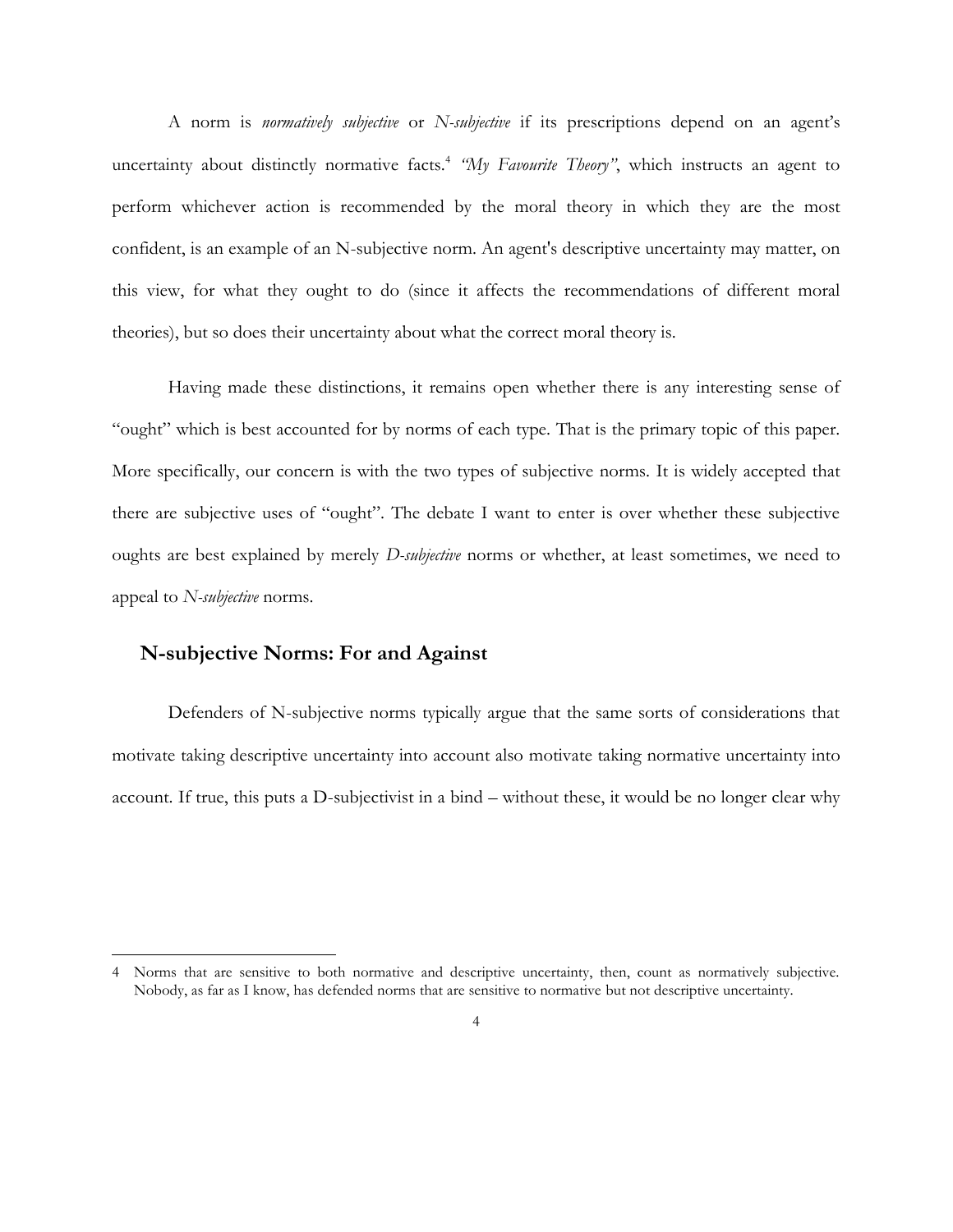A norm is *normatively subjective* or *N-subjective* if its prescriptions depend on an agent's uncertainty about distinctly normative facts.[4] *"My Favourite Theory"*, which instructs an agent to perform whichever action is recommended by the moral theory in which they are the most confident, is an example of an N-subjective norm. An agent's descriptive uncertainty may matter, on this view, for what they ought to do (since it affects the recommendations of different moral theories), but so does their uncertainty about what the correct moral theory is.

Having made these distinctions, it remains open whether there is any interesting sense of "ought" which is best accounted for by norms of each type. That is the primary topic of this paper. More specifically, our concern is with the two types of subjective norms. It is widely accepted that there are subjective uses of "ought". The debate I want to enter is over whether these subjective oughts are best explained by merely *D-subjective* norms or whether, at least sometimes, we need to appeal to *N-subjective* norms.

## N-subjective Norms: For and Against

Defenders of N-subjective norms typically argue that the same sorts of considerations that motivate taking descriptive uncertainty into account also motivate taking normative uncertainty into account. If true, this puts a D-subjectivist in a bind – without these, it would be no longer clear why

---

4 Norms that are sensitive to both normative and descriptive uncertainty, then, count as normatively subjective. Nobody, as far as I know, has defended norms that are sensitive to normative but not descriptive uncertainty.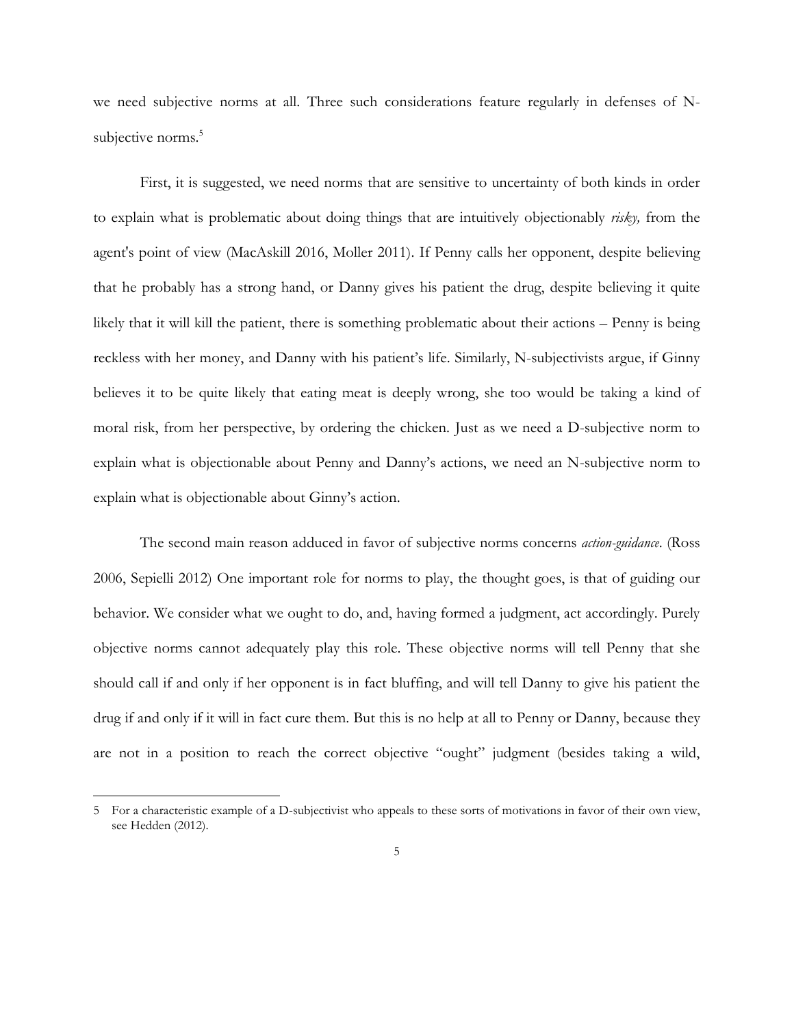we need subjective norms at all. Three such considerations feature regularly in defenses of N-subjective norms.[5]

First, it is suggested, we need norms that are sensitive to uncertainty of both kinds in order to explain what is problematic about doing things that are intuitively objectionably *risky,* from the agent's point of view (MacAskill 2016, Moller 2011). If Penny calls her opponent, despite believing that he probably has a strong hand, or Danny gives his patient the drug, despite believing it quite likely that it will kill the patient, there is something problematic about their actions – Penny is being reckless with her money, and Danny with his patient's life. Similarly, N-subjectivists argue, if Ginny believes it to be quite likely that eating meat is deeply wrong, she too would be taking a kind of moral risk, from her perspective, by ordering the chicken. Just as we need a D-subjective norm to explain what is objectionable about Penny and Danny's actions, we need an N-subjective norm to explain what is objectionable about Ginny's action.

The second main reason adduced in favor of subjective norms concerns *action-guidance*. (Ross 2006, Sepielli 2012) One important role for norms to play, the thought goes, is that of guiding our behavior. We consider what we ought to do, and, having formed a judgment, act accordingly. Purely objective norms cannot adequately play this role. These objective norms will tell Penny that she should call if and only if her opponent is in fact bluffing, and will tell Danny to give his patient the drug if and only if it will in fact cure them. But this is no help at all to Penny or Danny, because they are not in a position to reach the correct objective "ought" judgment (besides taking a wild,

5 For a characteristic example of a D-subjectivist who appeals to these sorts of motivations in favor of their own view, see Hedden (2012).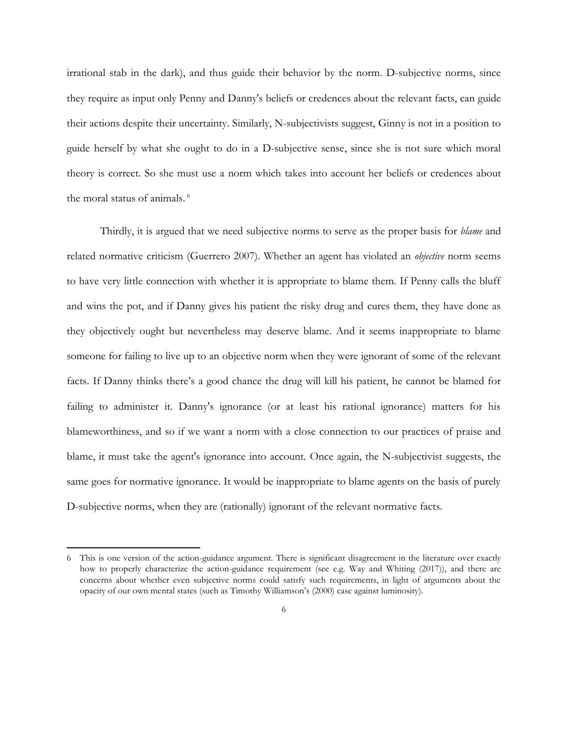irrational stab in the dark), and thus guide their behavior by the norm. D-subjective norms, since they require as input only Penny and Danny's beliefs or credences about the relevant facts, can guide their actions despite their uncertainty. Similarly, N-subjectivists suggest, Ginny is not in a position to guide herself by what she ought to do in a D-subjective sense, since she is not sure which moral theory is correct. So she must use a norm which takes into account her beliefs or credences about the moral status of animals.[6]

Thirdly, it is argued that we need subjective norms to serve as the proper basis for *blame* and related normative criticism (Guerrero 2007). Whether an agent has violated an *objective* norm seems to have very little connection with whether it is appropriate to blame them. If Penny calls the bluff and wins the pot, and if Danny gives his patient the risky drug and cures them, they have done as they objectively ought but nevertheless may deserve blame. And it seems inappropriate to blame someone for failing to live up to an objective norm when they were ignorant of some of the relevant facts. If Danny thinks there's a good chance the drug will kill his patient, he cannot be blamed for failing to administer it. Danny's ignorance (or at least his rational ignorance) matters for his blameworthiness, and so if we want a norm with a close connection to our practices of praise and blame, it must take the agent's ignorance into account. Once again, the N-subjectivist suggests, the same goes for normative ignorance. It would be inappropriate to blame agents on the basis of purely D-subjective norms, when they are (rationally) ignorant of the relevant normative facts.

---

6 This is one version of the action-guidance argument. There is significant disagreement in the literature over exactly how to properly characterize the action-guidance requirement (see e.g. Way and Whiting (2017)), and there are concerns about whether even subjective norms could satisfy such requirements, in light of arguments about the opacity of our own mental states (such as Timothy Williamson's (2000) case against luminosity).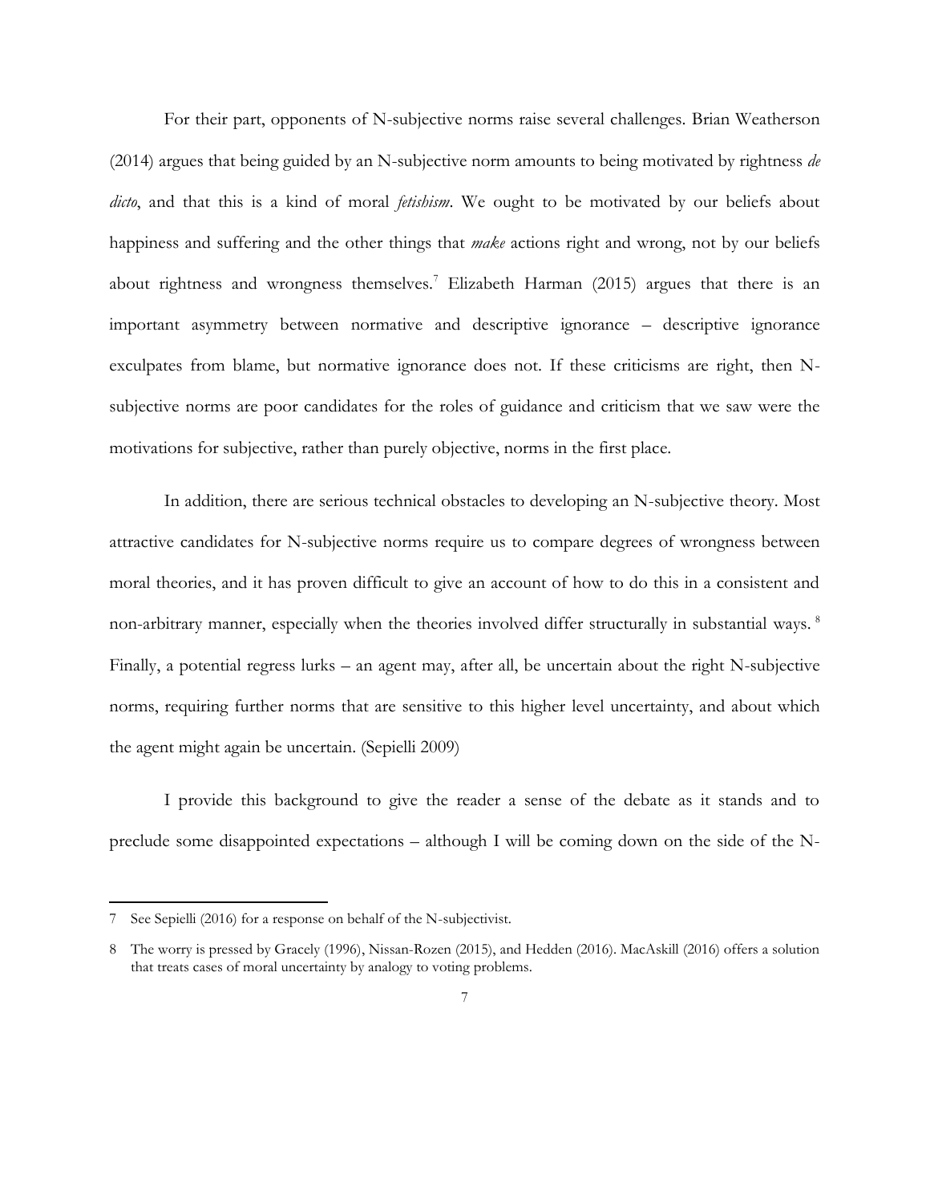For their part, opponents of N-subjective norms raise several challenges. Brian Weatherson (2014) argues that being guided by an N-subjective norm amounts to being motivated by rightness *de dicto*, and that this is a kind of moral *fetishism*. We ought to be motivated by our beliefs about happiness and suffering and the other things that *make* actions right and wrong, not by our beliefs about rightness and wrongness themselves.[7] Elizabeth Harman (2015) argues that there is an important asymmetry between normative and descriptive ignorance – descriptive ignorance exculpates from blame, but normative ignorance does not. If these criticisms are right, then N-subjective norms are poor candidates for the roles of guidance and criticism that we saw were the motivations for subjective, rather than purely objective, norms in the first place.

In addition, there are serious technical obstacles to developing an N-subjective theory. Most attractive candidates for N-subjective norms require us to compare degrees of wrongness between moral theories, and it has proven difficult to give an account of how to do this in a consistent and non-arbitrary manner, especially when the theories involved differ structurally in substantial ways.[8] Finally, a potential regress lurks – an agent may, after all, be uncertain about the right N-subjective norms, requiring further norms that are sensitive to this higher level uncertainty, and about which the agent might again be uncertain. (Sepielli 2009)

I provide this background to give the reader a sense of the debate as it stands and to preclude some disappointed expectations – although I will be coming down on the side of the N-

---

7 See Sepielli (2016) for a response on behalf of the N-subjectivist.

8 The worry is pressed by Gracely (1996), Nissan-Rozen (2015), and Hedden (2016). MacAskill (2016) offers a solution that treats cases of moral uncertainty by analogy to voting problems.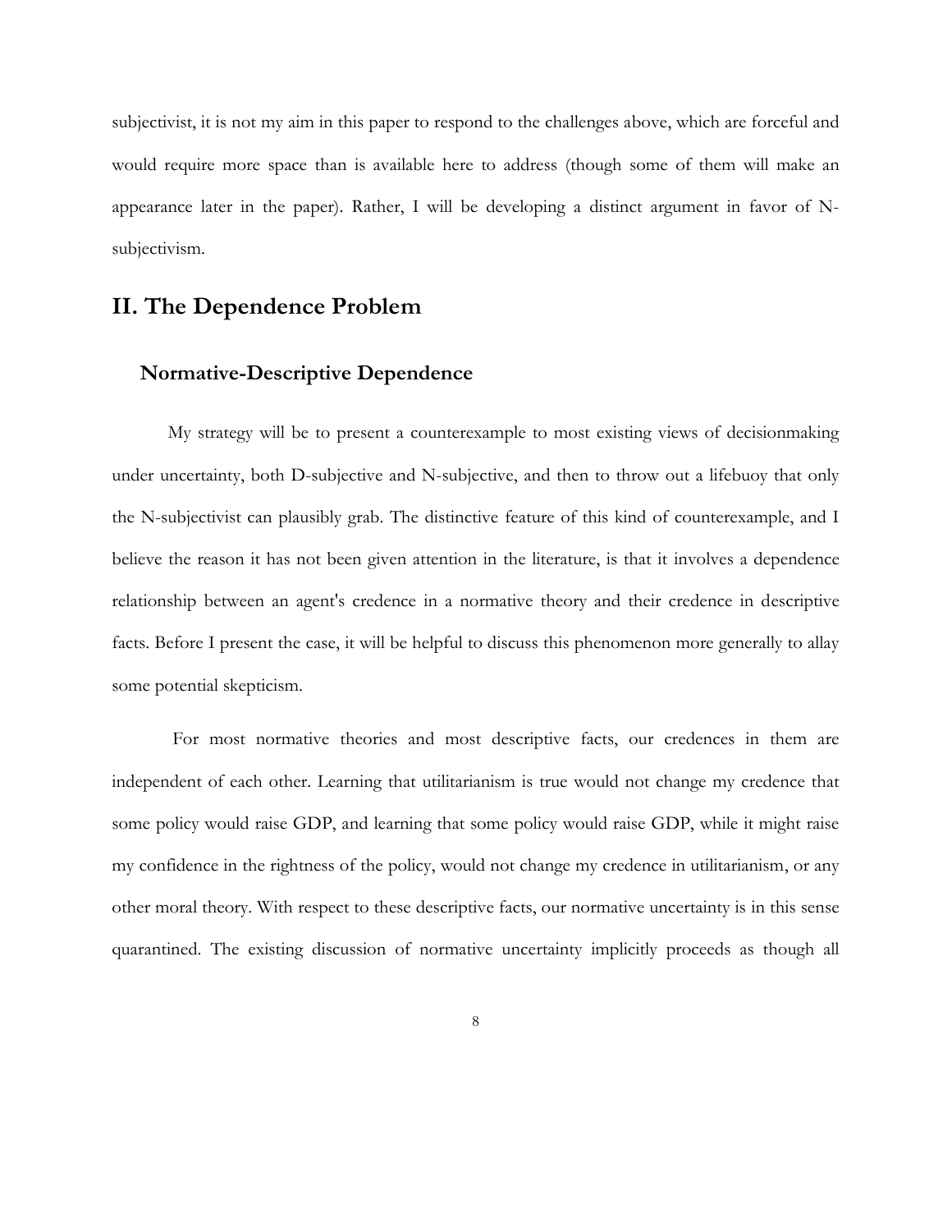subjectivist, it is not my aim in this paper to respond to the challenges above, which are forceful and would require more space than is available here to address (though some of them will make an appearance later in the paper). Rather, I will be developing a distinct argument in favor of N-subjectivism.

## II. The Dependence Problem

### Normative-Descriptive Dependence

My strategy will be to present a counterexample to most existing views of decisionmaking under uncertainty, both D-subjective and N-subjective, and then to throw out a lifebuoy that only the N-subjectivist can plausibly grab. The distinctive feature of this kind of counterexample, and I believe the reason it has not been given attention in the literature, is that it involves a dependence relationship between an agent's credence in a normative theory and their credence in descriptive facts. Before I present the case, it will be helpful to discuss this phenomenon more generally to allay some potential skepticism.

For most normative theories and most descriptive facts, our credences in them are independent of each other. Learning that utilitarianism is true would not change my credence that some policy would raise GDP, and learning that some policy would raise GDP, while it might raise my confidence in the rightness of the policy, would not change my credence in utilitarianism, or any other moral theory. With respect to these descriptive facts, our normative uncertainty is in this sense quarantined. The existing discussion of normative uncertainty implicitly proceeds as though all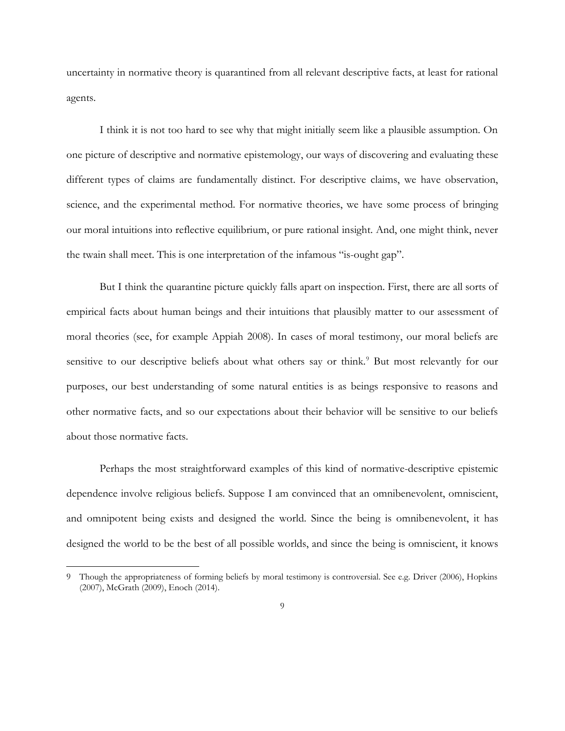uncertainty in normative theory is quarantined from all relevant descriptive facts, at least for rational agents.

I think it is not too hard to see why that might initially seem like a plausible assumption. On one picture of descriptive and normative epistemology, our ways of discovering and evaluating these different types of claims are fundamentally distinct. For descriptive claims, we have observation, science, and the experimental method. For normative theories, we have some process of bringing our moral intuitions into reflective equilibrium, or pure rational insight. And, one might think, never the twain shall meet. This is one interpretation of the infamous "is-ought gap".

But I think the quarantine picture quickly falls apart on inspection. First, there are all sorts of empirical facts about human beings and their intuitions that plausibly matter to our assessment of moral theories (see, for example Appiah 2008). In cases of moral testimony, our moral beliefs are sensitive to our descriptive beliefs about what others say or think.[9] But most relevantly for our purposes, our best understanding of some natural entities is as beings responsive to reasons and other normative facts, and so our expectations about their behavior will be sensitive to our beliefs about those normative facts.

Perhaps the most straightforward examples of this kind of normative-descriptive epistemic dependence involve religious beliefs. Suppose I am convinced that an omnibenevolent, omniscient, and omnipotent being exists and designed the world. Since the being is omnibenevolent, it has designed the world to be the best of all possible worlds, and since the being is omniscient, it knows

---

9 Though the appropriateness of forming beliefs by moral testimony is controversial. See e.g. Driver (2006), Hopkins (2007), McGrath (2009), Enoch (2014).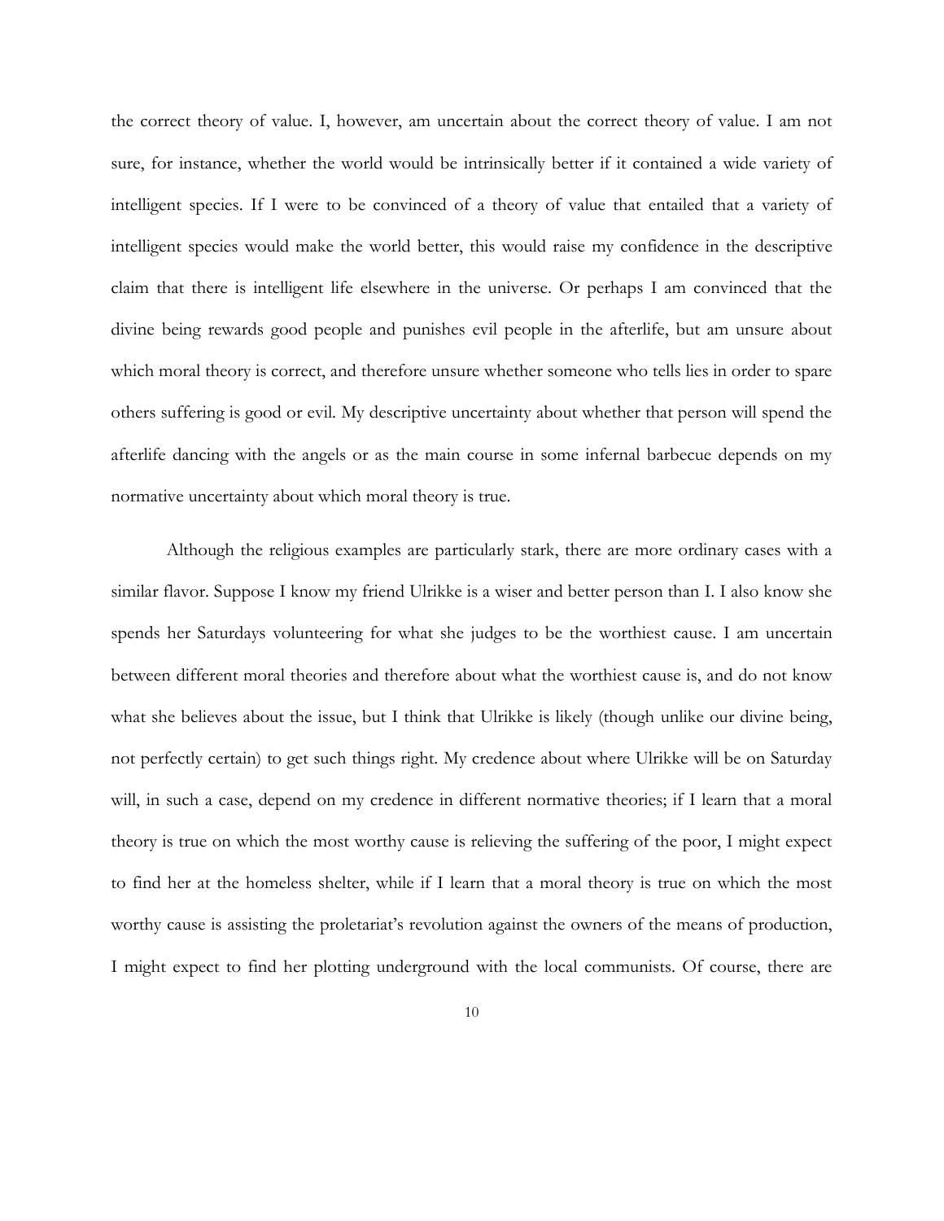the correct theory of value. I, however, am uncertain about the correct theory of value. I am not sure, for instance, whether the world would be intrinsically better if it contained a wide variety of intelligent species. If I were to be convinced of a theory of value that entailed that a variety of intelligent species would make the world better, this would raise my confidence in the descriptive claim that there is intelligent life elsewhere in the universe. Or perhaps I am convinced that the divine being rewards good people and punishes evil people in the afterlife, but am unsure about which moral theory is correct, and therefore unsure whether someone who tells lies in order to spare others suffering is good or evil. My descriptive uncertainty about whether that person will spend the afterlife dancing with the angels or as the main course in some infernal barbecue depends on my normative uncertainty about which moral theory is true.

Although the religious examples are particularly stark, there are more ordinary cases with a similar flavor. Suppose I know my friend Ulrikke is a wiser and better person than I. I also know she spends her Saturdays volunteering for what she judges to be the worthiest cause. I am uncertain between different moral theories and therefore about what the worthiest cause is, and do not know what she believes about the issue, but I think that Ulrikke is likely (though unlike our divine being, not perfectly certain) to get such things right. My credence about where Ulrikke will be on Saturday will, in such a case, depend on my credence in different normative theories; if I learn that a moral theory is true on which the most worthy cause is relieving the suffering of the poor, I might expect to find her at the homeless shelter, while if I learn that a moral theory is true on which the most worthy cause is assisting the proletariat's revolution against the owners of the means of production, I might expect to find her plotting underground with the local communists. Of course, there are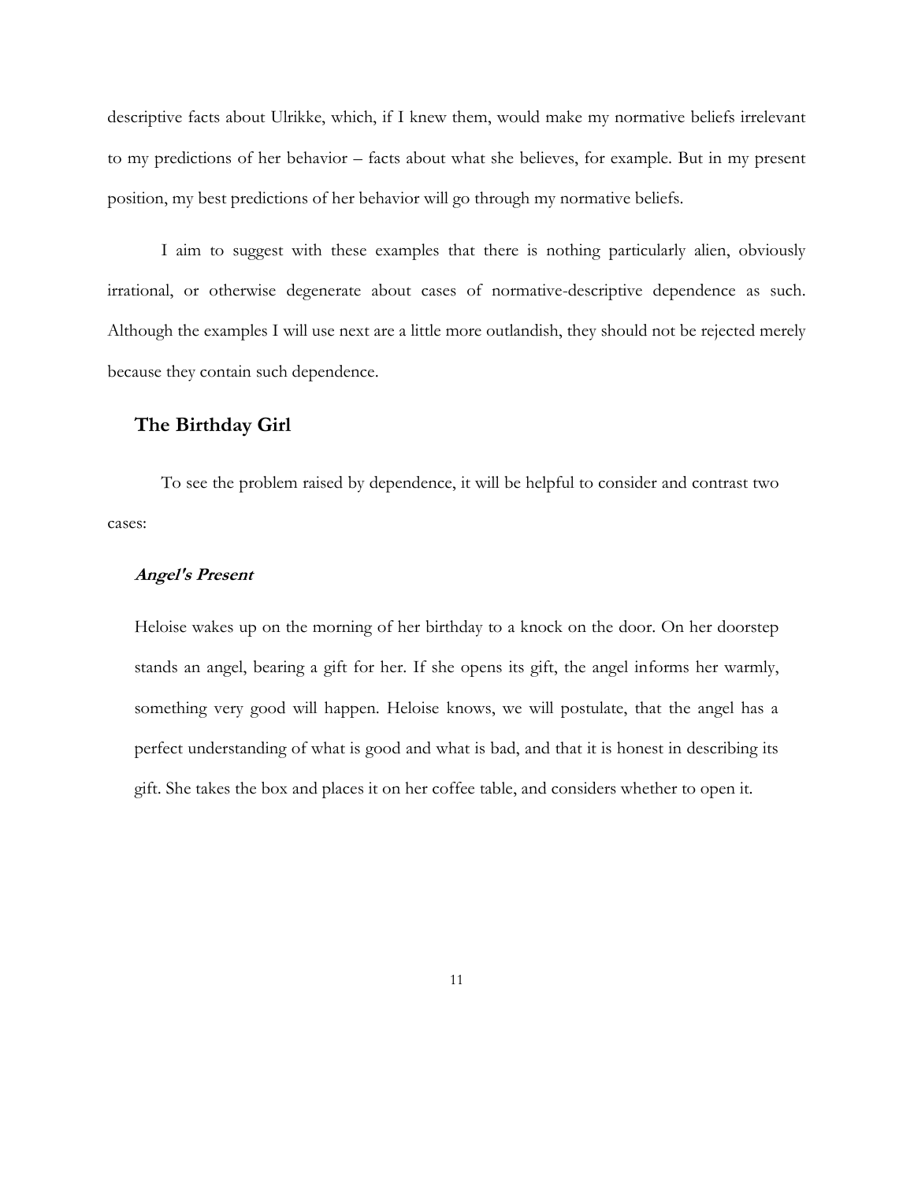descriptive facts about Ulrikke, which, if I knew them, would make my normative beliefs irrelevant to my predictions of her behavior – facts about what she believes, for example. But in my present position, my best predictions of her behavior will go through my normative beliefs.

I aim to suggest with these examples that there is nothing particularly alien, obviously irrational, or otherwise degenerate about cases of normative-descriptive dependence as such. Although the examples I will use next are a little more outlandish, they should not be rejected merely because they contain such dependence.

## The Birthday Girl

To see the problem raised by dependence, it will be helpful to consider and contrast two cases:

### ***Angel's Present***

Heloise wakes up on the morning of her birthday to a knock on the door. On her doorstep stands an angel, bearing a gift for her. If she opens its gift, the angel informs her warmly, something very good will happen. Heloise knows, we will postulate, that the angel has a perfect understanding of what is good and what is bad, and that it is honest in describing its gift. She takes the box and places it on her coffee table, and considers whether to open it.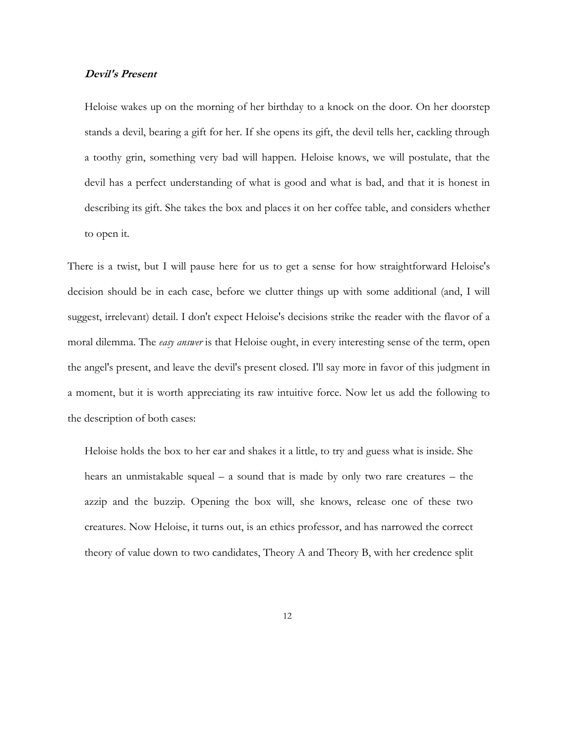***Devil's Present***

> Heloise wakes up on the morning of her birthday to a knock on the door. On her doorstep stands a devil, bearing a gift for her. If she opens its gift, the devil tells her, cackling through a toothy grin, something very bad will happen. Heloise knows, we will postulate, that the devil has a perfect understanding of what is good and what is bad, and that it is honest in describing its gift. She takes the box and places it on her coffee table, and considers whether to open it.

There is a twist, but I will pause here for us to get a sense for how straightforward Heloise's decision should be in each case, before we clutter things up with some additional (and, I will suggest, irrelevant) detail. I don't expect Heloise's decisions strike the reader with the flavor of a moral dilemma. The *easy answer* is that Heloise ought, in every interesting sense of the term, open the angel's present, and leave the devil's present closed. I'll say more in favor of this judgment in a moment, but it is worth appreciating its raw intuitive force. Now let us add the following to the description of both cases:

> Heloise holds the box to her ear and shakes it a little, to try and guess what is inside. She hears an unmistakable squeal – a sound that is made by only two rare creatures – the azzip and the buzzip. Opening the box will, she knows, release one of these two creatures. Now Heloise, it turns out, is an ethics professor, and has narrowed the correct theory of value down to two candidates, Theory A and Theory B, with her credence split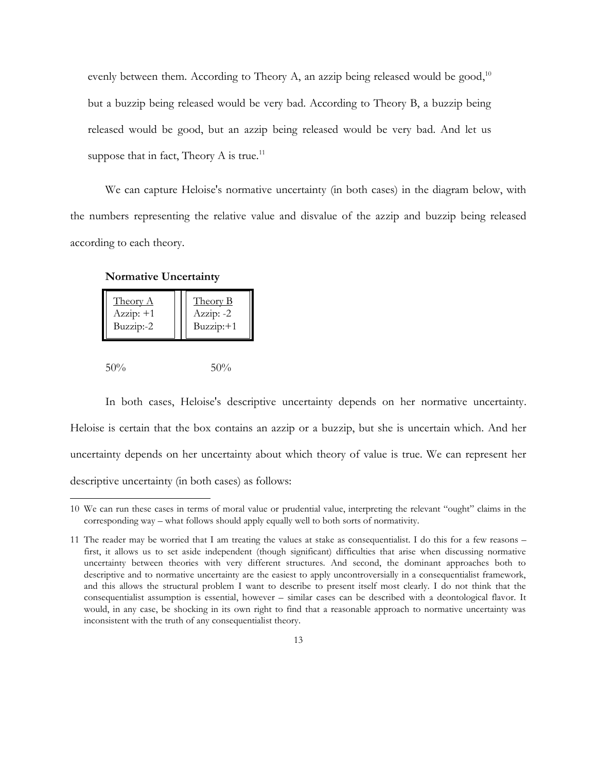evenly between them. According to Theory A, an azzip being released would be good,[10] but a buzzip being released would be very bad. According to Theory B, a buzzip being released would be good, but an azzip being released would be very bad. And let us suppose that in fact, Theory A is true.[11]

We can capture Heloise's normative uncertainty (in both cases) in the diagram below, with the numbers representing the relative value and disvalue of the azzip and buzzip being released according to each theory.

**Normative Uncertainty**

| Theory A | Theory B |
|---|---|
| Azzip: +1 | Azzip: -2 |
| Buzzip: -2 | Buzzip: +1 |
| 50% | 50% |

In both cases, Heloise's descriptive uncertainty depends on her normative uncertainty. Heloise is certain that the box contains an azzip or a buzzip, but she is uncertain which. And her uncertainty depends on her uncertainty about which theory of value is true. We can represent her descriptive uncertainty (in both cases) as follows:

---

10 We can run these cases in terms of moral value or prudential value, interpreting the relevant "ought" claims in the corresponding way – what follows should apply equally well to both sorts of normativity.

11 The reader may be worried that I am treating the values at stake as consequentialist. I do this for a few reasons – first, it allows us to set aside independent (though significant) difficulties that arise when discussing normative uncertainty between theories with very different structures. And second, the dominant approaches both to descriptive and to normative uncertainty are the easiest to apply uncontroversially in a consequentialist framework, and this allows the structural problem I want to describe to present itself most clearly. I do not think that the consequentialist assumption is essential, however – similar cases can be described with a deontological flavor. It would, in any case, be shocking in its own right to find that a reasonable approach to normative uncertainty was inconsistent with the truth of any consequentialist theory.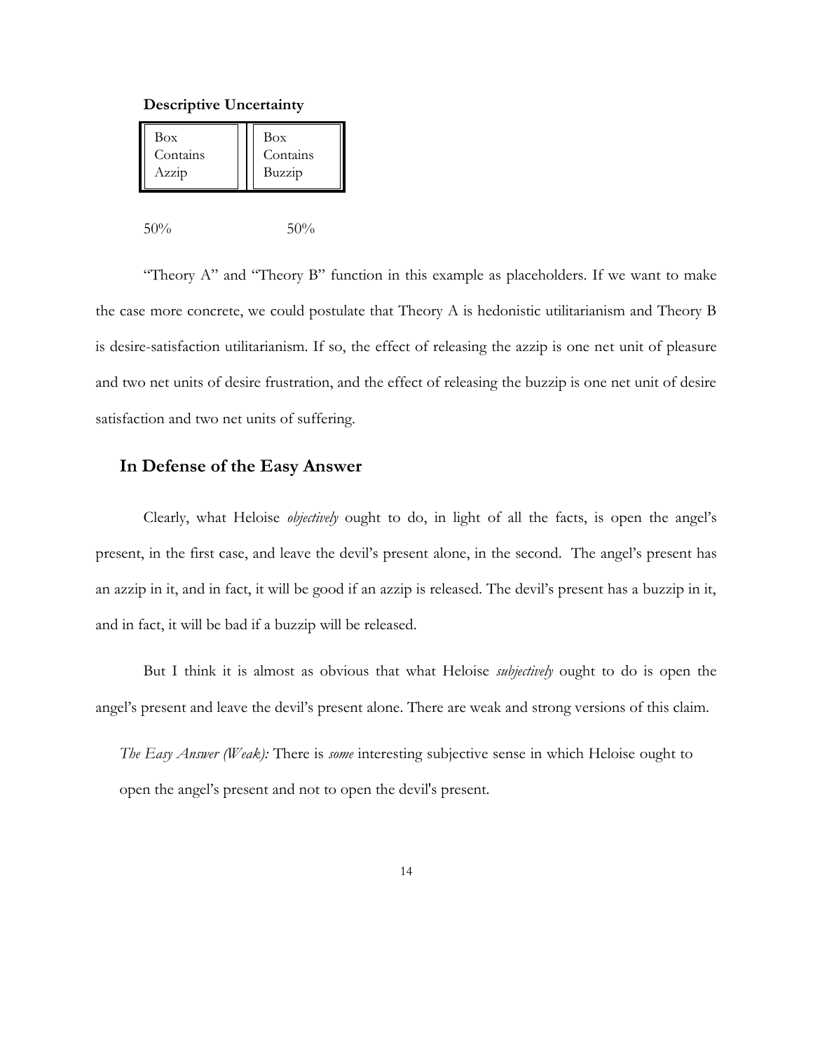**Descriptive Uncertainty**

| Box Contains Azzip | Box Contains Buzzip |
| --- | --- |
| 50% | 50% |

"Theory A" and "Theory B" function in this example as placeholders. If we want to make the case more concrete, we could postulate that Theory A is hedonistic utilitarianism and Theory B is desire-satisfaction utilitarianism. If so, the effect of releasing the azzip is one net unit of pleasure and two net units of desire frustration, and the effect of releasing the buzzip is one net unit of desire satisfaction and two net units of suffering.

## In Defense of the Easy Answer

Clearly, what Heloise *objectively* ought to do, in light of all the facts, is open the angel's present, in the first case, and leave the devil's present alone, in the second. The angel's present has an azzip in it, and in fact, it will be good if an azzip is released. The devil's present has a buzzip in it, and in fact, it will be bad if a buzzip will be released.

But I think it is almost as obvious that what Heloise *subjectively* ought to do is open the angel's present and leave the devil's present alone. There are weak and strong versions of this claim.

*The Easy Answer (Weak):* There is *some* interesting subjective sense in which Heloise ought to open the angel's present and not to open the devil's present.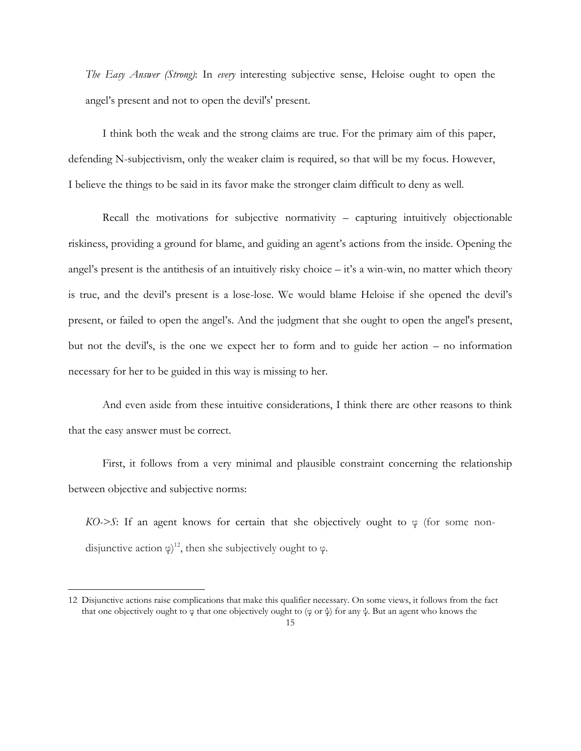*The Easy Answer (Strong)*: In *every* interesting subjective sense, Heloise ought to open the angel's present and not to open the devil's' present.

I think both the weak and the strong claims are true. For the primary aim of this paper, defending N-subjectivism, only the weaker claim is required, so that will be my focus. However, I believe the things to be said in its favor make the stronger claim difficult to deny as well.

Recall the motivations for subjective normativity – capturing intuitively objectionable riskiness, providing a ground for blame, and guiding an agent's actions from the inside. Opening the angel's present is the antithesis of an intuitively risky choice – it's a win-win, no matter which theory is true, and the devil's present is a lose-lose. We would blame Heloise if she opened the devil's present, or failed to open the angel's. And the judgment that she ought to open the angel's present, but not the devil's, is the one we expect her to form and to guide her action – no information necessary for her to be guided in this way is missing to her.

And even aside from these intuitive considerations, I think there are other reasons to think that the easy answer must be correct.

First, it follows from a very minimal and plausible constraint concerning the relationship between objective and subjective norms:

*KO->S*: If an agent knows for certain that she objectively ought to $\varphi$ (for some non-disjunctive action $\varphi$)[12], then she subjectively ought to $\varphi$.

12 Disjunctive actions raise complications that make this qualifier necessary. On some views, it follows from the fact that one objectively ought to $\varphi$ that one objectively ought to ($\varphi$ or $\psi$) for any $\psi$. But an agent who knows the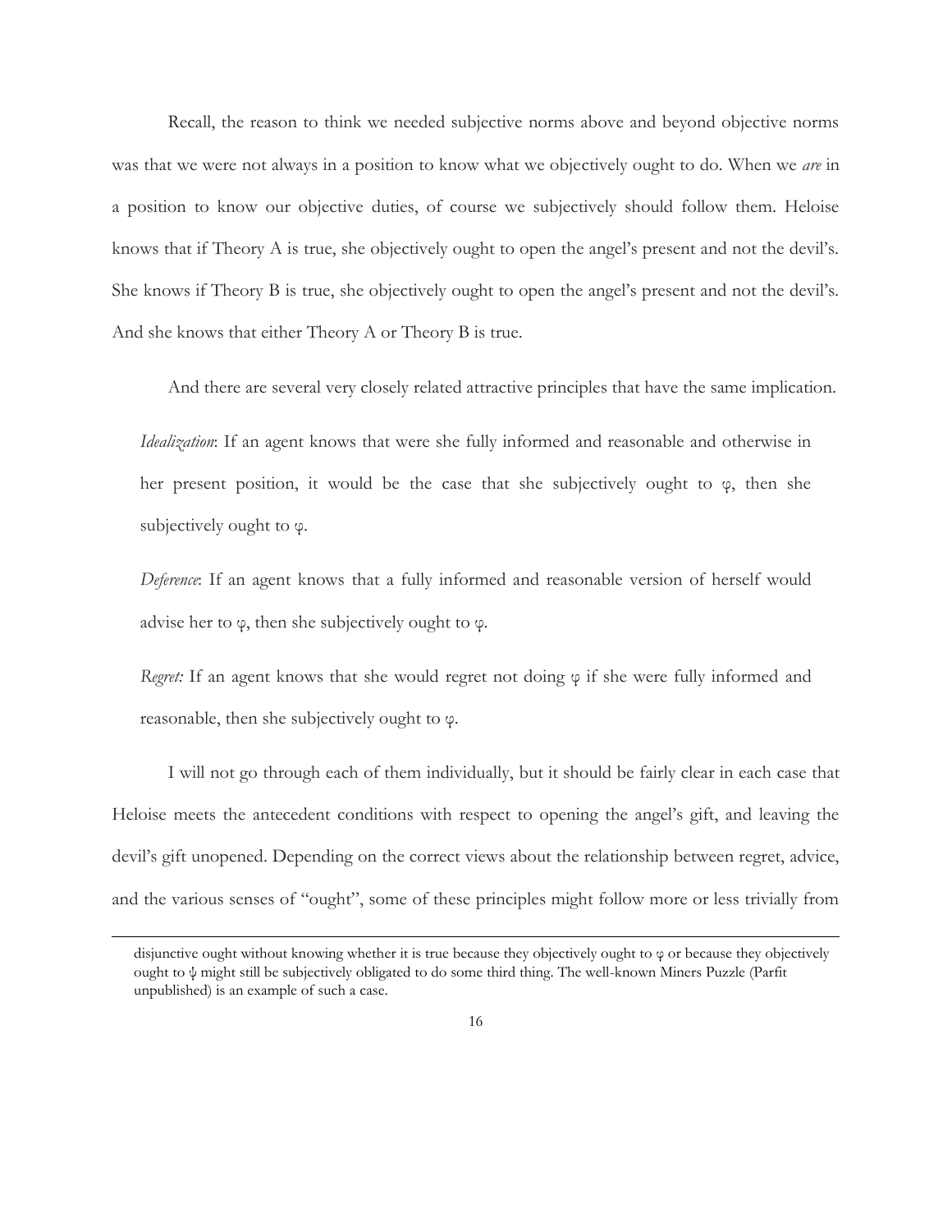Recall, the reason to think we needed subjective norms above and beyond objective norms was that we were not always in a position to know what we objectively ought to do. When we *are* in a position to know our objective duties, of course we subjectively should follow them. Heloise knows that if Theory A is true, she objectively ought to open the angel's present and not the devil's. She knows if Theory B is true, she objectively ought to open the angel's present and not the devil's. And she knows that either Theory A or Theory B is true.

And there are several very closely related attractive principles that have the same implication.

> *Idealization*: If an agent knows that were she fully informed and reasonable and otherwise in her present position, it would be the case that she subjectively ought to φ, then she subjectively ought to φ.
>
> *Deference*: If an agent knows that a fully informed and reasonable version of herself would advise her to φ, then she subjectively ought to φ.
>
> *Regret:* If an agent knows that she would regret not doing φ if she were fully informed and reasonable, then she subjectively ought to φ.

I will not go through each of them individually, but it should be fairly clear in each case that Heloise meets the antecedent conditions with respect to opening the angel's gift, and leaving the devil's gift unopened. Depending on the correct views about the relationship between regret, advice, and the various senses of "ought", some of these principles might follow more or less trivially from

---

disjunctive ought without knowing whether it is true because they objectively ought to φ or because they objectively ought to ψ might still be subjectively obligated to do some third thing. The well-known Miners Puzzle (Parfit unpublished) is an example of such a case.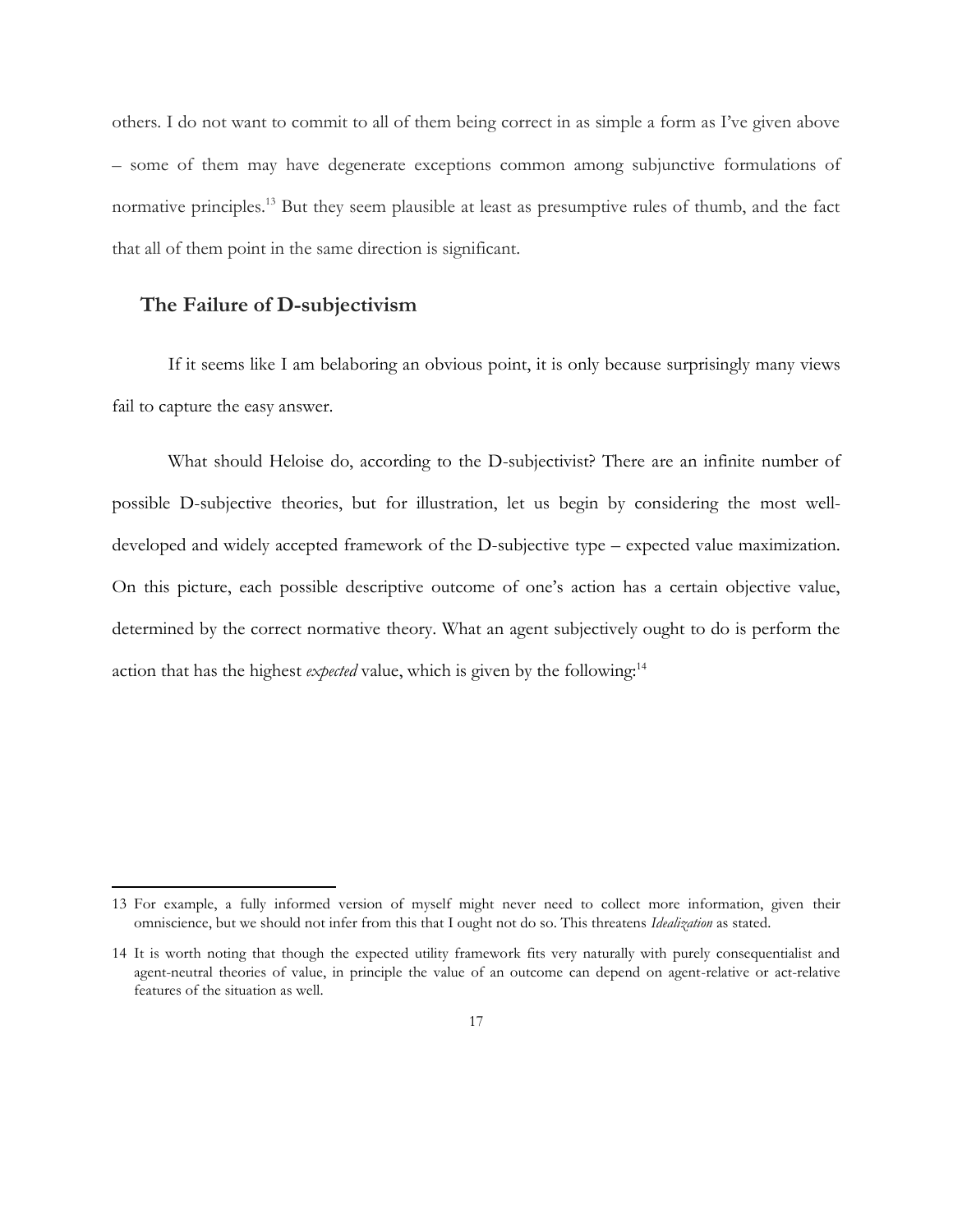others. I do not want to commit to all of them being correct in as simple a form as I've given above – some of them may have degenerate exceptions common among subjunctive formulations of normative principles.[13] But they seem plausible at least as presumptive rules of thumb, and the fact that all of them point in the same direction is significant.

## The Failure of D-subjectivism

If it seems like I am belaboring an obvious point, it is only because surprisingly many views fail to capture the easy answer.

What should Heloise do, according to the D-subjectivist? There are an infinite number of possible D-subjective theories, but for illustration, let us begin by considering the most well-developed and widely accepted framework of the D-subjective type – expected value maximization. On this picture, each possible descriptive outcome of one's action has a certain objective value, determined by the correct normative theory. What an agent subjectively ought to do is perform the action that has the highest *expected* value, which is given by the following:[14]

---

13 For example, a fully informed version of myself might never need to collect more information, given their omniscience, but we should not infer from this that I ought not do so. This threatens *Idealization* as stated.

14 It is worth noting that though the expected utility framework fits very naturally with purely consequentialist and agent-neutral theories of value, in principle the value of an outcome can depend on agent-relative or act-relative features of the situation as well.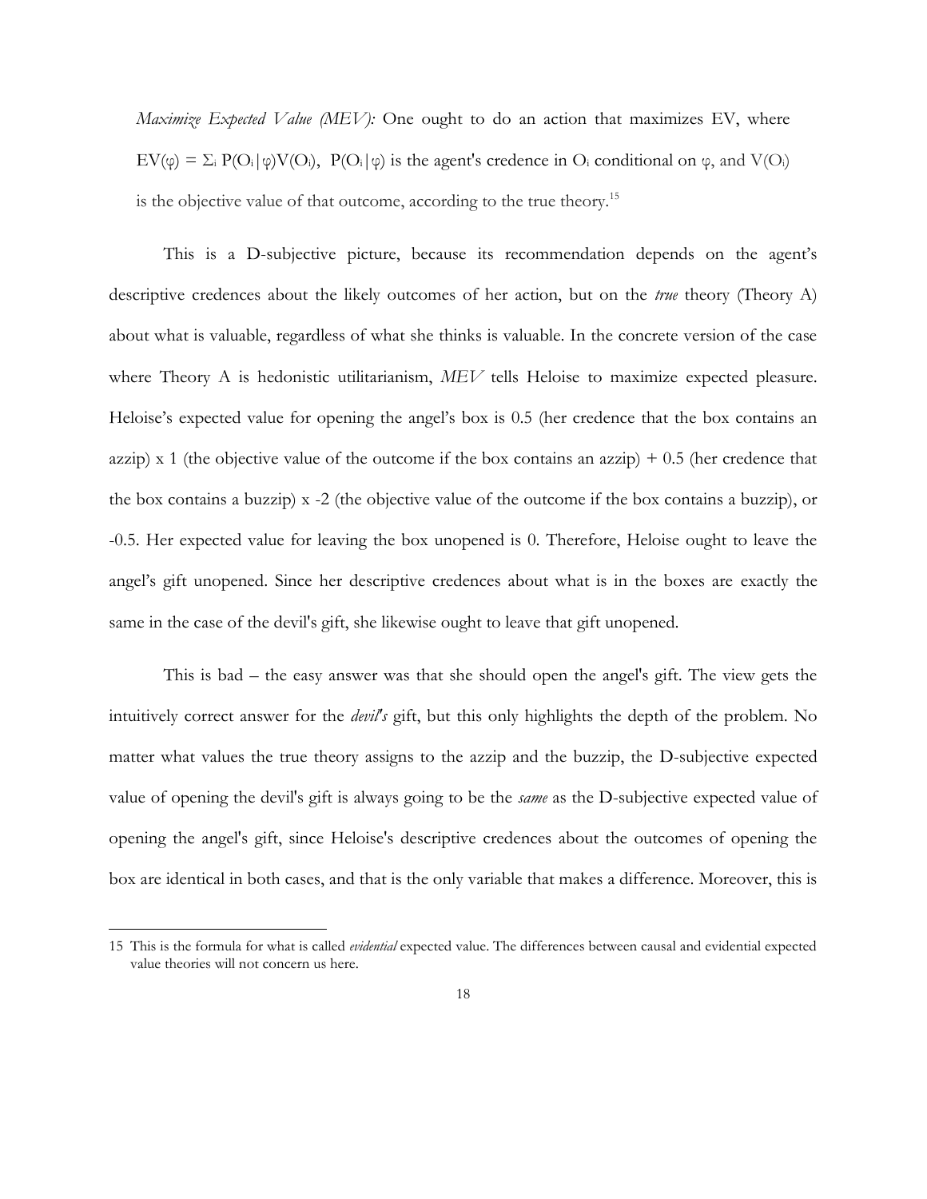*Maximize Expected Value (MEV):* One ought to do an action that maximizes EV, where $EV(\varphi) = \Sigma_i P(O_i|\varphi)V(O_i)$, $P(O_i|\varphi)$ is the agent's credence in $O_i$ conditional on $\varphi$, and $V(O_i)$ is the objective value of that outcome, according to the true theory.[15]

This is a D-subjective picture, because its recommendation depends on the agent's descriptive credences about the likely outcomes of her action, but on the *true* theory (Theory A) about what is valuable, regardless of what she thinks is valuable. In the concrete version of the case where Theory A is hedonistic utilitarianism, *MEV* tells Heloise to maximize expected pleasure. Heloise's expected value for opening the angel's box is 0.5 (her credence that the box contains an azzip) x 1 (the objective value of the outcome if the box contains an azzip) + 0.5 (her credence that the box contains a buzzip) x -2 (the objective value of the outcome if the box contains a buzzip), or -0.5. Her expected value for leaving the box unopened is 0. Therefore, Heloise ought to leave the angel's gift unopened. Since her descriptive credences about what is in the boxes are exactly the same in the case of the devil's gift, she likewise ought to leave that gift unopened.

This is bad – the easy answer was that she should open the angel's gift. The view gets the intuitively correct answer for the *devil's* gift, but this only highlights the depth of the problem. No matter what values the true theory assigns to the azzip and the buzzip, the D-subjective expected value of opening the devil's gift is always going to be the *same* as the D-subjective expected value of opening the angel's gift, since Heloise's descriptive credences about the outcomes of opening the box are identical in both cases, and that is the only variable that makes a difference. Moreover, this is

15 This is the formula for what is called *evidential* expected value. The differences between causal and evidential expected value theories will not concern us here.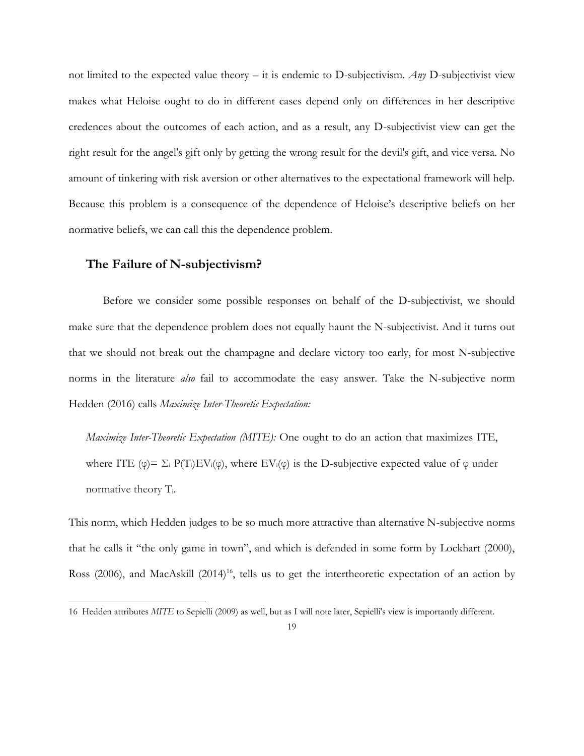not limited to the expected value theory – it is endemic to D-subjectivism. *Any* D-subjectivist view makes what Heloise ought to do in different cases depend only on differences in her descriptive credences about the outcomes of each action, and as a result, any D-subjectivist view can get the right result for the angel's gift only by getting the wrong result for the devil's gift, and vice versa. No amount of tinkering with risk aversion or other alternatives to the expectational framework will help. Because this problem is a consequence of the dependence of Heloise's descriptive beliefs on her normative beliefs, we can call this the dependence problem.

### The Failure of N-subjectivism?

Before we consider some possible responses on behalf of the D-subjectivist, we should make sure that the dependence problem does not equally haunt the N-subjectivist. And it turns out that we should not break out the champagne and declare victory too early, for most N-subjective norms in the literature *also* fail to accommodate the easy answer. Take the N-subjective norm Hedden (2016) calls *Maximize Inter-Theoretic Expectation:*

> *Maximize Inter-Theoretic Expectation (MITE):* One ought to do an action that maximizes ITE, where ITE $(\varphi) = \Sigma_i P(T_i)EV_i(\varphi)$, where $EV_i(\varphi)$ is the D-subjective expected value of $\varphi$ under normative theory $T_i$.

This norm, which Hedden judges to be so much more attractive than alternative N-subjective norms that he calls it "the only game in town", and which is defended in some form by Lockhart (2000), Ross (2006), and MacAskill (2014)[16], tells us to get the intertheoretic expectation of an action by

16 Hedden attributes *MITE* to Sepielli (2009) as well, but as I will note later, Sepielli's view is importantly different.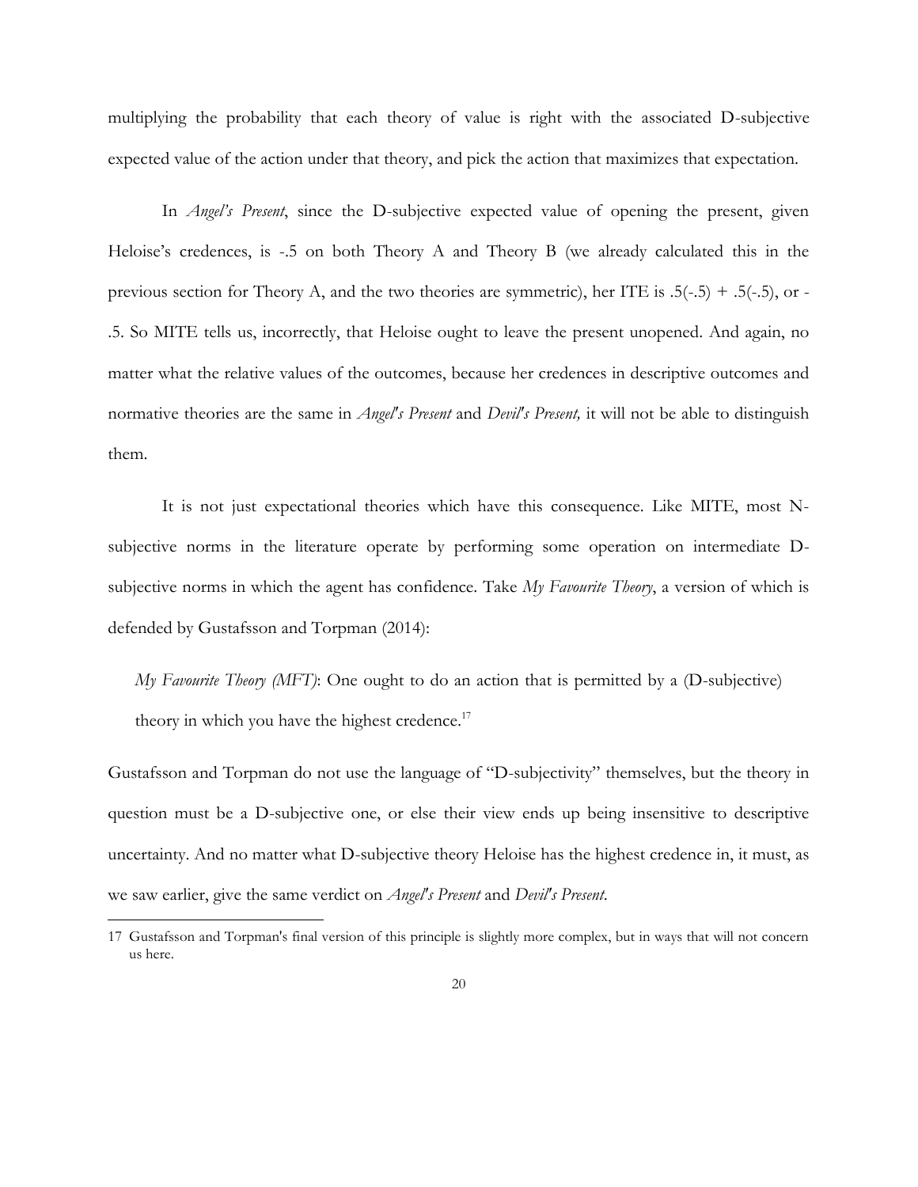multiplying the probability that each theory of value is right with the associated D-subjective expected value of the action under that theory, and pick the action that maximizes that expectation.

In *Angel's Present*, since the D-subjective expected value of opening the present, given Heloise's credences, is -.5 on both Theory A and Theory B (we already calculated this in the previous section for Theory A, and the two theories are symmetric), her ITE is .5(-.5) + .5(-.5), or -.5. So MITE tells us, incorrectly, that Heloise ought to leave the present unopened. And again, no matter what the relative values of the outcomes, because her credences in descriptive outcomes and normative theories are the same in *Angel's Present* and *Devil's Present,* it will not be able to distinguish them.

It is not just expectational theories which have this consequence. Like MITE, most N-subjective norms in the literature operate by performing some operation on intermediate D-subjective norms in which the agent has confidence. Take *My Favourite Theory*, a version of which is defended by Gustafsson and Torpman (2014):

> *My Favourite Theory (MFT)*: One ought to do an action that is permitted by a (D-subjective) theory in which you have the highest credence.[17]

Gustafsson and Torpman do not use the language of "D-subjectivity" themselves, but the theory in question must be a D-subjective one, or else their view ends up being insensitive to descriptive uncertainty. And no matter what D-subjective theory Heloise has the highest credence in, it must, as we saw earlier, give the same verdict on *Angel's Present* and *Devil's Present*.

---

17 Gustafsson and Torpman's final version of this principle is slightly more complex, but in ways that will not concern us here.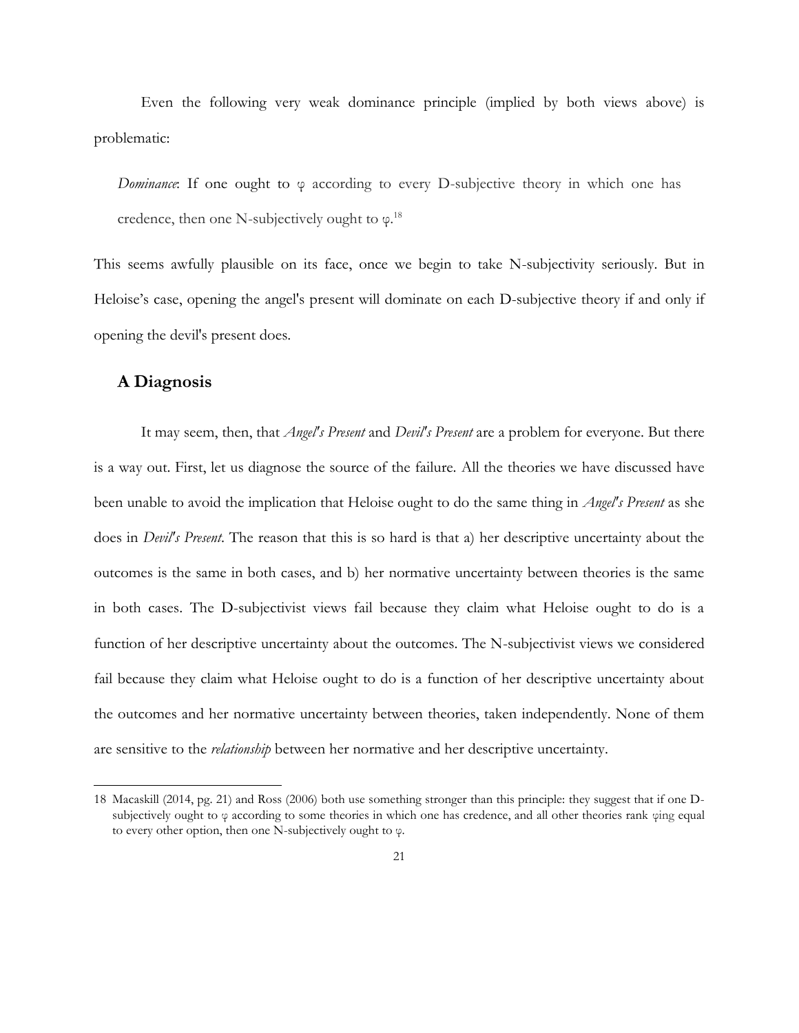Even the following very weak dominance principle (implied by both views above) is problematic:

> *Dominance*: If one ought to φ according to every D-subjective theory in which one has credence, then one N-subjectively ought to φ.[18]

This seems awfully plausible on its face, once we begin to take N-subjectivity seriously. But in Heloise's case, opening the angel's present will dominate on each D-subjective theory if and only if opening the devil's present does.

### A Diagnosis

It may seem, then, that *Angel's Present* and *Devil's Present* are a problem for everyone. But there is a way out. First, let us diagnose the source of the failure. All the theories we have discussed have been unable to avoid the implication that Heloise ought to do the same thing in *Angel's Present* as she does in *Devil's Present*. The reason that this is so hard is that a) her descriptive uncertainty about the outcomes is the same in both cases, and b) her normative uncertainty between theories is the same in both cases. The D-subjectivist views fail because they claim what Heloise ought to do is a function of her descriptive uncertainty about the outcomes. The N-subjectivist views we considered fail because they claim what Heloise ought to do is a function of her descriptive uncertainty about the outcomes and her normative uncertainty between theories, taken independently. None of them are sensitive to the *relationship* between her normative and her descriptive uncertainty.

---

18 Macaskill (2014, pg. 21) and Ross (2006) both use something stronger than this principle: they suggest that if one D-subjectively ought to φ according to some theories in which one has credence, and all other theories rank φing equal to every other option, then one N-subjectively ought to φ.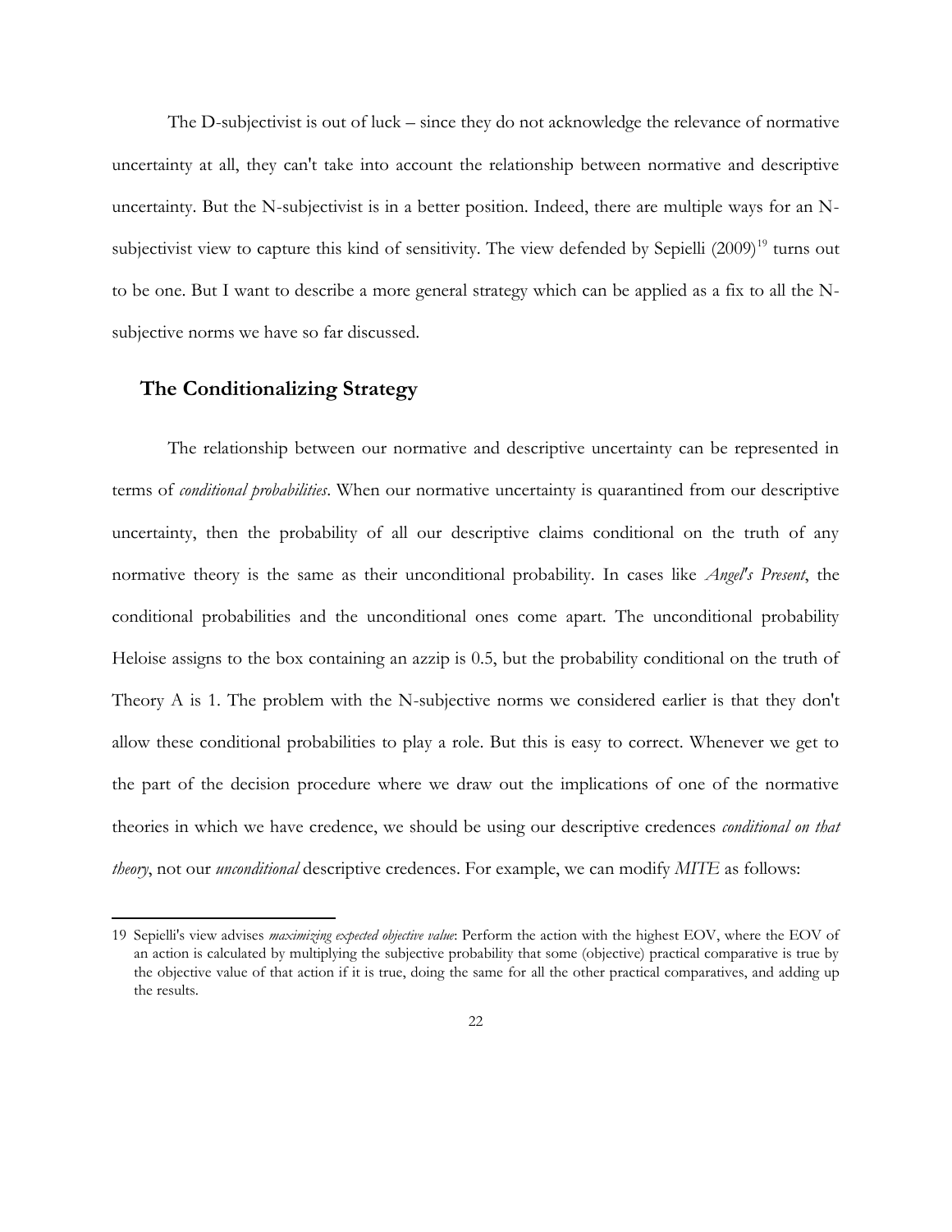The D-subjectivist is out of luck – since they do not acknowledge the relevance of normative uncertainty at all, they can't take into account the relationship between normative and descriptive uncertainty. But the N-subjectivist is in a better position. Indeed, there are multiple ways for an N-subjectivist view to capture this kind of sensitivity. The view defended by Sepielli (2009)[19] turns out to be one. But I want to describe a more general strategy which can be applied as a fix to all the N-subjective norms we have so far discussed.

## The Conditionalizing Strategy

The relationship between our normative and descriptive uncertainty can be represented in terms of *conditional probabilities*. When our normative uncertainty is quarantined from our descriptive uncertainty, then the probability of all our descriptive claims conditional on the truth of any normative theory is the same as their unconditional probability. In cases like *Angel's Present*, the conditional probabilities and the unconditional ones come apart. The unconditional probability Heloise assigns to the box containing an azzip is 0.5, but the probability conditional on the truth of Theory A is 1. The problem with the N-subjective norms we considered earlier is that they don't allow these conditional probabilities to play a role. But this is easy to correct. Whenever we get to the part of the decision procedure where we draw out the implications of one of the normative theories in which we have credence, we should be using our descriptive credences *conditional on that theory*, not our *unconditional* descriptive credences. For example, we can modify *MITE* as follows:

---

19 Sepielli's view advises *maximizing expected objective value*: Perform the action with the highest EOV, where the EOV of an action is calculated by multiplying the subjective probability that some (objective) practical comparative is true by the objective value of that action if it is true, doing the same for all the other practical comparatives, and adding up the results.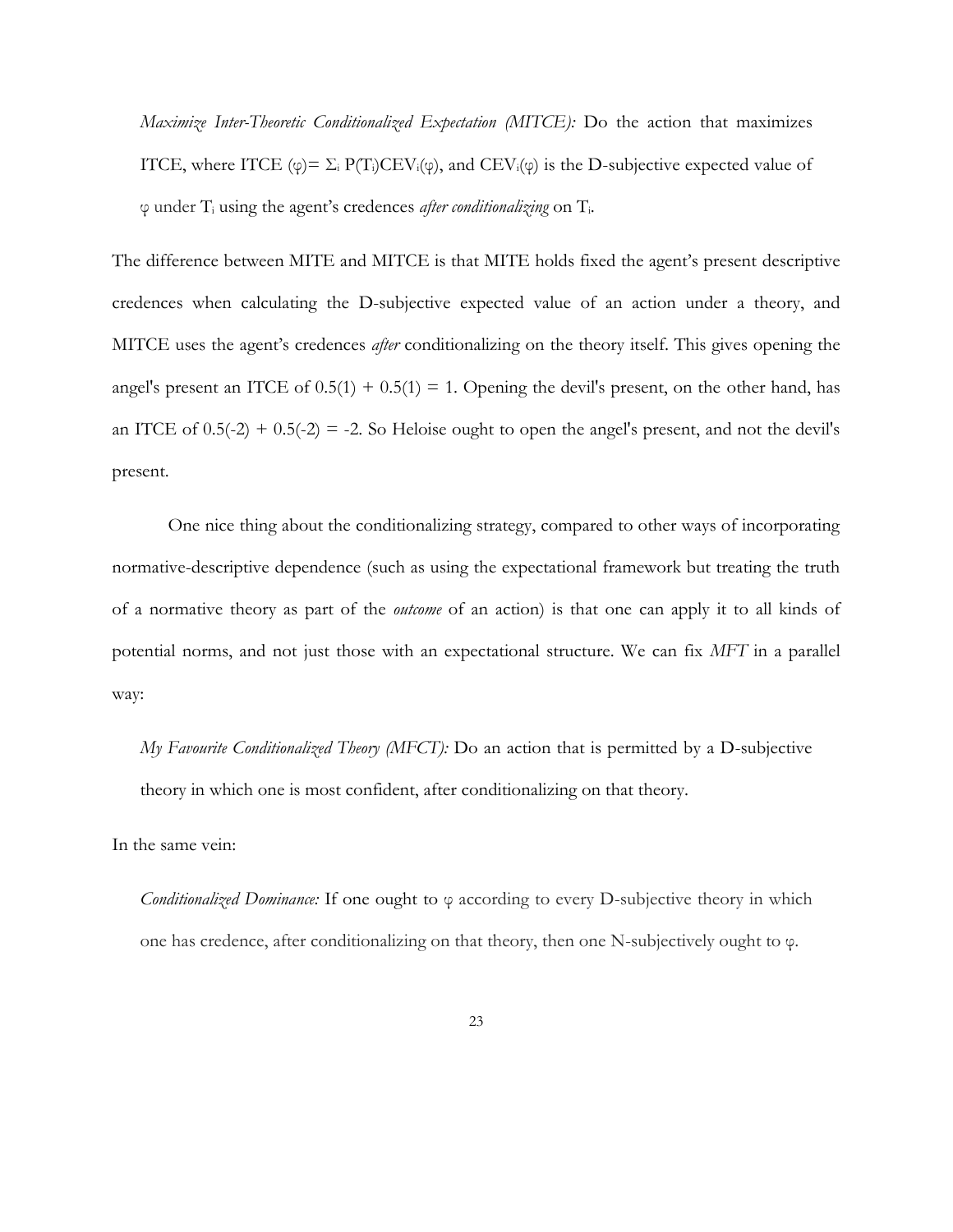*Maximize Inter-Theoretic Conditionalized Expectation (MITCE):* Do the action that maximizes ITCE, where ITCE $(\varphi) = \Sigma_i P(T_i)CEV_i(\varphi)$, and $CEV_i(\varphi)$ is the D-subjective expected value of $\varphi$ under $T_i$ using the agent's credences *after conditionalizing* on $T_i$.

The difference between MITE and MITCE is that MITE holds fixed the agent's present descriptive credences when calculating the D-subjective expected value of an action under a theory, and MITCE uses the agent's credences *after* conditionalizing on the theory itself. This gives opening the angel's present an ITCE of $0.5(1) + 0.5(1) = 1$. Opening the devil's present, on the other hand, has an ITCE of $0.5(-2) + 0.5(-2) = -2$. So Heloise ought to open the angel's present, and not the devil's present.

One nice thing about the conditionalizing strategy, compared to other ways of incorporating normative-descriptive dependence (such as using the expectational framework but treating the truth of a normative theory as part of the *outcome* of an action) is that one can apply it to all kinds of potential norms, and not just those with an expectational structure. We can fix *MFT* in a parallel way:

*My Favourite Conditionalized Theory (MFCT):* Do an action that is permitted by a D-subjective theory in which one is most confident, after conditionalizing on that theory.

In the same vein:

*Conditionalized Dominance:* If one ought to $\varphi$ according to every D-subjective theory in which one has credence, after conditionalizing on that theory, then one N-subjectively ought to $\varphi$.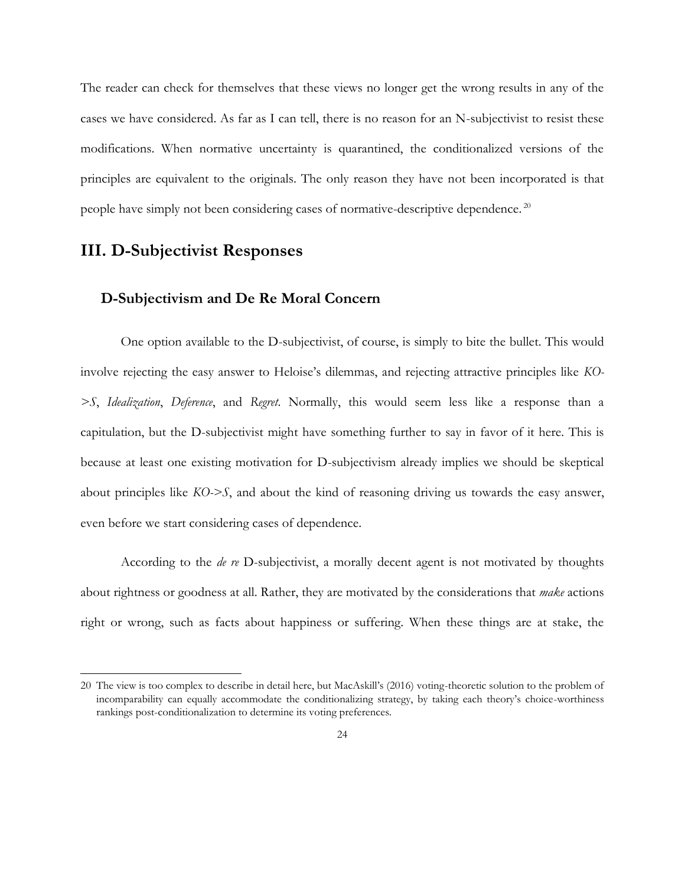The reader can check for themselves that these views no longer get the wrong results in any of the cases we have considered. As far as I can tell, there is no reason for an N-subjectivist to resist these modifications. When normative uncertainty is quarantined, the conditionalized versions of the principles are equivalent to the originals. The only reason they have not been incorporated is that people have simply not been considering cases of normative-descriptive dependence.[20]

## III. D-Subjectivist Responses

### D-Subjectivism and De Re Moral Concern

One option available to the D-subjectivist, of course, is simply to bite the bullet. This would involve rejecting the easy answer to Heloise's dilemmas, and rejecting attractive principles like *KO->S*, *Idealization*, *Deference*, and *Regret*. Normally, this would seem less like a response than a capitulation, but the D-subjectivist might have something further to say in favor of it here. This is because at least one existing motivation for D-subjectivism already implies we should be skeptical about principles like *KO->S*, and about the kind of reasoning driving us towards the easy answer, even before we start considering cases of dependence.

According to the *de re* D-subjectivist, a morally decent agent is not motivated by thoughts about rightness or goodness at all. Rather, they are motivated by the considerations that *make* actions right or wrong, such as facts about happiness or suffering. When these things are at stake, the

20 The view is too complex to describe in detail here, but MacAskill's (2016) voting-theoretic solution to the problem of incomparability can equally accommodate the conditionalizing strategy, by taking each theory's choice-worthiness rankings post-conditionalization to determine its voting preferences.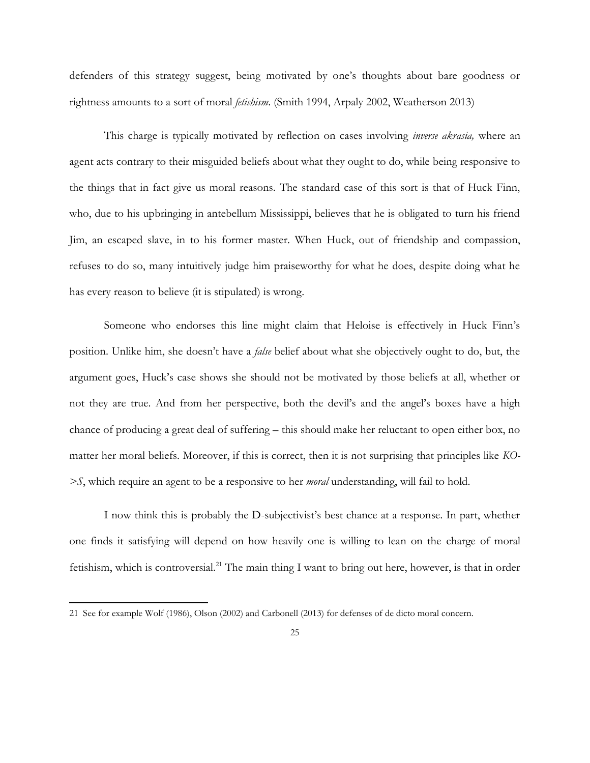defenders of this strategy suggest, being motivated by one's thoughts about bare goodness or rightness amounts to a sort of moral *fetishism*. (Smith 1994, Arpaly 2002, Weatherson 2013)

This charge is typically motivated by reflection on cases involving *inverse akrasia,* where an agent acts contrary to their misguided beliefs about what they ought to do, while being responsive to the things that in fact give us moral reasons. The standard case of this sort is that of Huck Finn, who, due to his upbringing in antebellum Mississippi, believes that he is obligated to turn his friend Jim, an escaped slave, in to his former master. When Huck, out of friendship and compassion, refuses to do so, many intuitively judge him praiseworthy for what he does, despite doing what he has every reason to believe (it is stipulated) is wrong.

Someone who endorses this line might claim that Heloise is effectively in Huck Finn's position. Unlike him, she doesn't have a *false* belief about what she objectively ought to do, but, the argument goes, Huck's case shows she should not be motivated by those beliefs at all, whether or not they are true. And from her perspective, both the devil's and the angel's boxes have a high chance of producing a great deal of suffering – this should make her reluctant to open either box, no matter her moral beliefs. Moreover, if this is correct, then it is not surprising that principles like *KO->S*, which require an agent to be a responsive to her *moral* understanding, will fail to hold.

I now think this is probably the D-subjectivist's best chance at a response. In part, whether one finds it satisfying will depend on how heavily one is willing to lean on the charge of moral fetishism, which is controversial.[21] The main thing I want to bring out here, however, is that in order

---

21 See for example Wolf (1986), Olson (2002) and Carbonell (2013) for defenses of de dicto moral concern.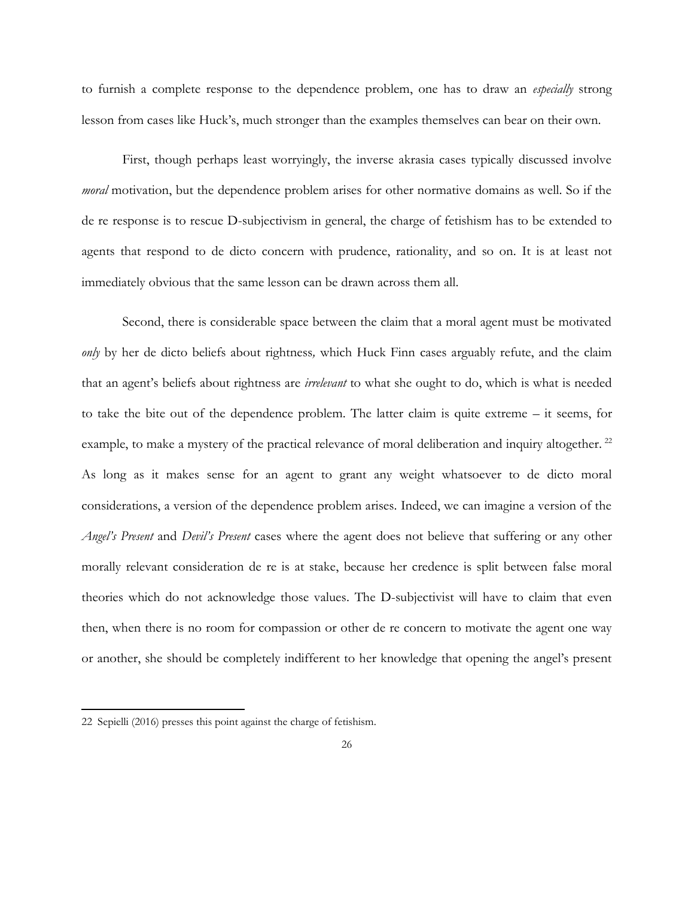to furnish a complete response to the dependence problem, one has to draw an *especially* strong lesson from cases like Huck's, much stronger than the examples themselves can bear on their own.

First, though perhaps least worryingly, the inverse akrasia cases typically discussed involve *moral* motivation, but the dependence problem arises for other normative domains as well. So if the de re response is to rescue D-subjectivism in general, the charge of fetishism has to be extended to agents that respond to de dicto concern with prudence, rationality, and so on. It is at least not immediately obvious that the same lesson can be drawn across them all.

Second, there is considerable space between the claim that a moral agent must be motivated *only* by her de dicto beliefs about rightness*,* which Huck Finn cases arguably refute, and the claim that an agent's beliefs about rightness are *irrelevant* to what she ought to do, which is what is needed to take the bite out of the dependence problem. The latter claim is quite extreme – it seems, for example, to make a mystery of the practical relevance of moral deliberation and inquiry altogether. [22] As long as it makes sense for an agent to grant any weight whatsoever to de dicto moral considerations, a version of the dependence problem arises. Indeed, we can imagine a version of the *Angel's Present* and *Devil's Present* cases where the agent does not believe that suffering or any other morally relevant consideration de re is at stake, because her credence is split between false moral theories which do not acknowledge those values. The D-subjectivist will have to claim that even then, when there is no room for compassion or other de re concern to motivate the agent one way or another, she should be completely indifferent to her knowledge that opening the angel's present

22 Sepielli (2016) presses this point against the charge of fetishism.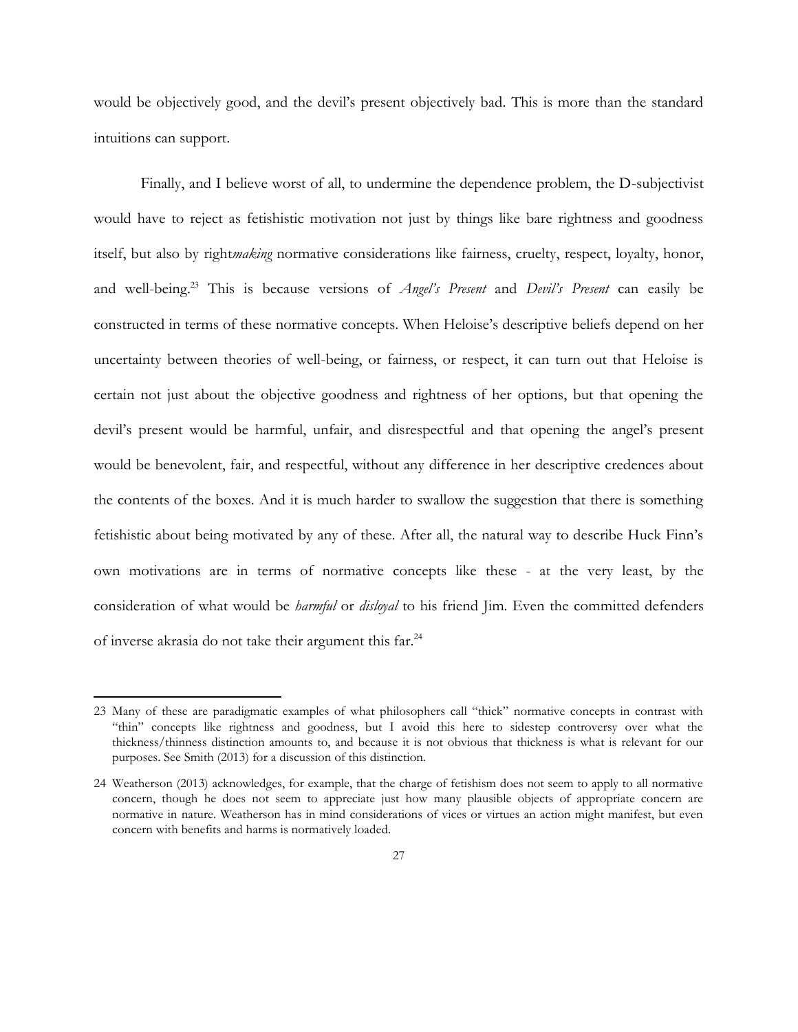would be objectively good, and the devil's present objectively bad. This is more than the standard intuitions can support.

Finally, and I believe worst of all, to undermine the dependence problem, the D-subjectivist would have to reject as fetishistic motivation not just by things like bare rightness and goodness itself, but also by right*making* normative considerations like fairness, cruelty, respect, loyalty, honor, and well-being.[23] This is because versions of *Angel's Present* and *Devil's Present* can easily be constructed in terms of these normative concepts. When Heloise's descriptive beliefs depend on her uncertainty between theories of well-being, or fairness, or respect, it can turn out that Heloise is certain not just about the objective goodness and rightness of her options, but that opening the devil's present would be harmful, unfair, and disrespectful and that opening the angel's present would be benevolent, fair, and respectful, without any difference in her descriptive credences about the contents of the boxes. And it is much harder to swallow the suggestion that there is something fetishistic about being motivated by any of these. After all, the natural way to describe Huck Finn's own motivations are in terms of normative concepts like these - at the very least, by the consideration of what would be *harmful* or *disloyal* to his friend Jim. Even the committed defenders of inverse akrasia do not take their argument this far.[24]

---

23 Many of these are paradigmatic examples of what philosophers call "thick" normative concepts in contrast with "thin" concepts like rightness and goodness, but I avoid this here to sidestep controversy over what the thickness/thinness distinction amounts to, and because it is not obvious that thickness is what is relevant for our purposes. See Smith (2013) for a discussion of this distinction.

24 Weatherson (2013) acknowledges, for example, that the charge of fetishism does not seem to apply to all normative concern, though he does not seem to appreciate just how many plausible objects of appropriate concern are normative in nature. Weatherson has in mind considerations of vices or virtues an action might manifest, but even concern with benefits and harms is normatively loaded.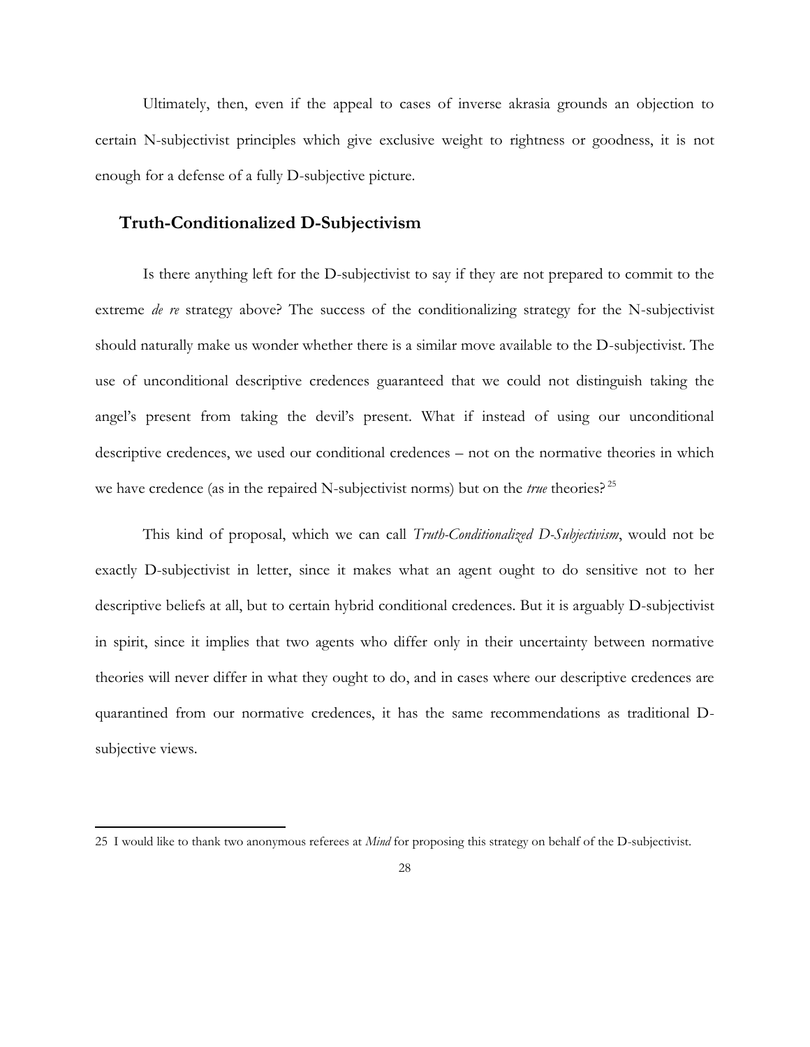Ultimately, then, even if the appeal to cases of inverse akrasia grounds an objection to certain N-subjectivist principles which give exclusive weight to rightness or goodness, it is not enough for a defense of a fully D-subjective picture.

## Truth-Conditionalized D-Subjectivism

Is there anything left for the D-subjectivist to say if they are not prepared to commit to the extreme *de re* strategy above? The success of the conditionalizing strategy for the N-subjectivist should naturally make us wonder whether there is a similar move available to the D-subjectivist. The use of unconditional descriptive credences guaranteed that we could not distinguish taking the angel's present from taking the devil's present. What if instead of using our unconditional descriptive credences, we used our conditional credences – not on the normative theories in which we have credence (as in the repaired N-subjectivist norms) but on the *true* theories?[25]

This kind of proposal, which we can call *Truth-Conditionalized D-Subjectivism*, would not be exactly D-subjectivist in letter, since it makes what an agent ought to do sensitive not to her descriptive beliefs at all, but to certain hybrid conditional credences. But it is arguably D-subjectivist in spirit, since it implies that two agents who differ only in their uncertainty between normative theories will never differ in what they ought to do, and in cases where our descriptive credences are quarantined from our normative credences, it has the same recommendations as traditional D-subjective views.

---

25 I would like to thank two anonymous referees at *Mind* for proposing this strategy on behalf of the D-subjectivist.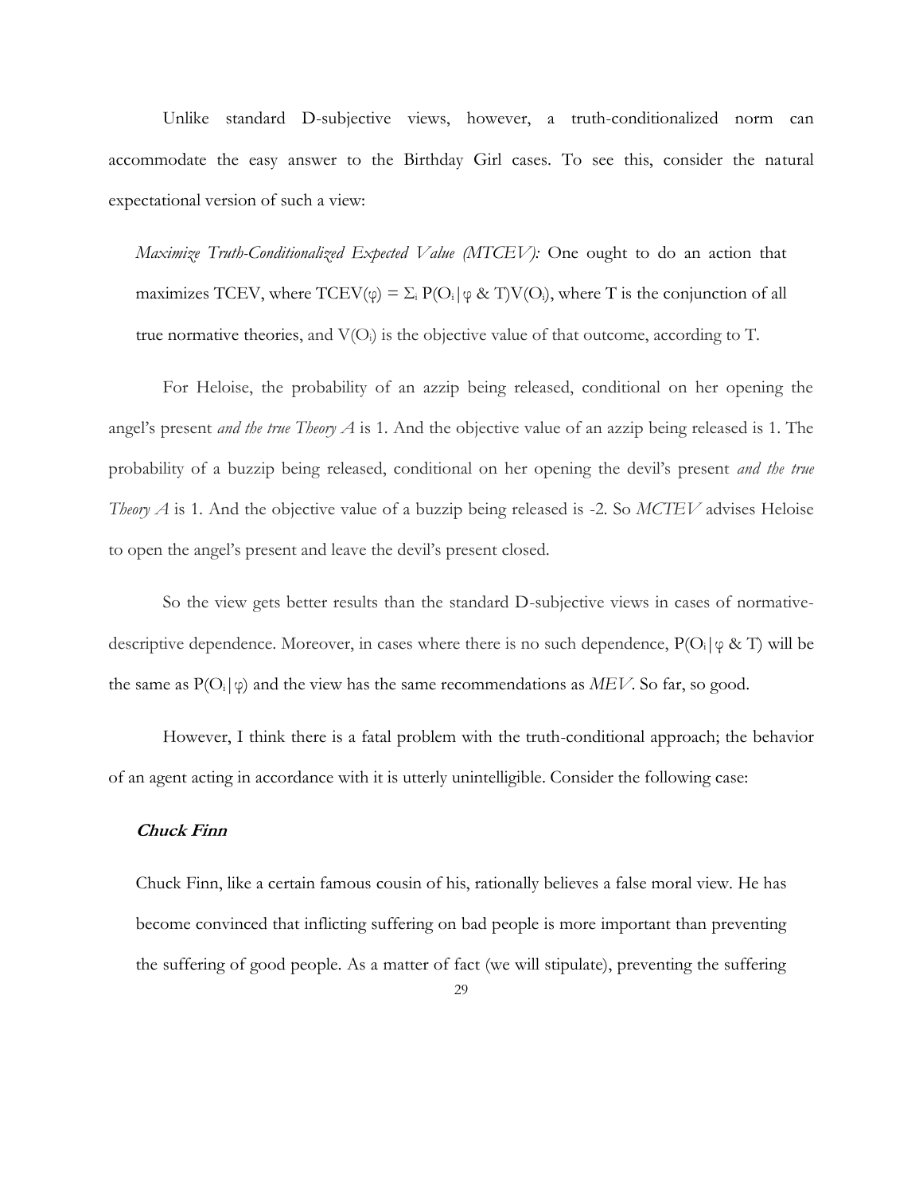Unlike standard D-subjective views, however, a truth-conditionalized norm can accommodate the easy answer to the Birthday Girl cases. To see this, consider the natural expectational version of such a view:

> *Maximize Truth-Conditionalized Expected Value (MTCEV):* One ought to do an action that maximizes TCEV, where $\text{TCEV}(\varphi) = \Sigma_i \, P(O_i | \varphi \,\&\, T)V(O_i)$, where T is the conjunction of all true normative theories, and $V(O_i)$ is the objective value of that outcome, according to T.

For Heloise, the probability of an azzip being released, conditional on her opening the angel's present *and the true Theory A* is 1. And the objective value of an azzip being released is 1. The probability of a buzzip being released, conditional on her opening the devil's present *and the true Theory A* is 1. And the objective value of a buzzip being released is -2. So *MCTEV* advises Heloise to open the angel's present and leave the devil's present closed.

So the view gets better results than the standard D-subjective views in cases of normative-descriptive dependence. Moreover, in cases where there is no such dependence, $P(O_i | \varphi \,\&\, T)$ will be the same as $P(O_i | \varphi)$ and the view has the same recommendations as *MEV*. So far, so good.

However, I think there is a fatal problem with the truth-conditional approach; the behavior of an agent acting in accordance with it is utterly unintelligible. Consider the following case:

> **Chuck Finn**
>
> Chuck Finn, like a certain famous cousin of his, rationally believes a false moral view. He has become convinced that inflicting suffering on bad people is more important than preventing the suffering of good people. As a matter of fact (we will stipulate), preventing the suffering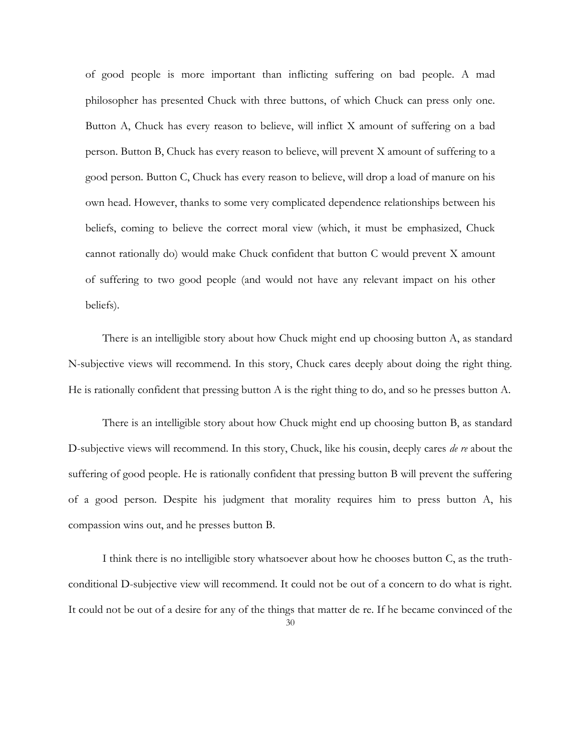of good people is more important than inflicting suffering on bad people. A mad philosopher has presented Chuck with three buttons, of which Chuck can press only one. Button A, Chuck has every reason to believe, will inflict X amount of suffering on a bad person. Button B, Chuck has every reason to believe, will prevent X amount of suffering to a good person. Button C, Chuck has every reason to believe, will drop a load of manure on his own head. However, thanks to some very complicated dependence relationships between his beliefs, coming to believe the correct moral view (which, it must be emphasized, Chuck cannot rationally do) would make Chuck confident that button C would prevent X amount of suffering to two good people (and would not have any relevant impact on his other beliefs).

There is an intelligible story about how Chuck might end up choosing button A, as standard N-subjective views will recommend. In this story, Chuck cares deeply about doing the right thing. He is rationally confident that pressing button A is the right thing to do, and so he presses button A.

There is an intelligible story about how Chuck might end up choosing button B, as standard D-subjective views will recommend. In this story, Chuck, like his cousin, deeply cares *de re* about the suffering of good people. He is rationally confident that pressing button B will prevent the suffering of a good person. Despite his judgment that morality requires him to press button A, his compassion wins out, and he presses button B.

I think there is no intelligible story whatsoever about how he chooses button C, as the truth-conditional D-subjective view will recommend. It could not be out of a concern to do what is right. It could not be out of a desire for any of the things that matter de re. If he became convinced of the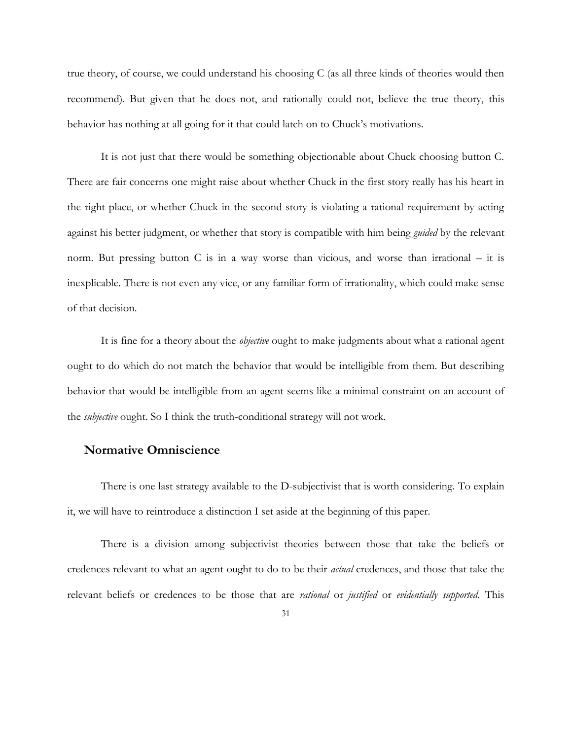true theory, of course, we could understand his choosing C (as all three kinds of theories would then recommend). But given that he does not, and rationally could not, believe the true theory, this behavior has nothing at all going for it that could latch on to Chuck's motivations.

It is not just that there would be something objectionable about Chuck choosing button C. There are fair concerns one might raise about whether Chuck in the first story really has his heart in the right place, or whether Chuck in the second story is violating a rational requirement by acting against his better judgment, or whether that story is compatible with him being *guided* by the relevant norm. But pressing button C is in a way worse than vicious, and worse than irrational – it is inexplicable. There is not even any vice, or any familiar form of irrationality, which could make sense of that decision.

It is fine for a theory about the *objective* ought to make judgments about what a rational agent ought to do which do not match the behavior that would be intelligible from them. But describing behavior that would be intelligible from an agent seems like a minimal constraint on an account of the *subjective* ought. So I think the truth-conditional strategy will not work.

## Normative Omniscience

There is one last strategy available to the D-subjectivist that is worth considering. To explain it, we will have to reintroduce a distinction I set aside at the beginning of this paper.

There is a division among subjectivist theories between those that take the beliefs or credences relevant to what an agent ought to do to be their *actual* credences, and those that take the relevant beliefs or credences to be those that are *rational* or *justified* or *evidentially supported*. This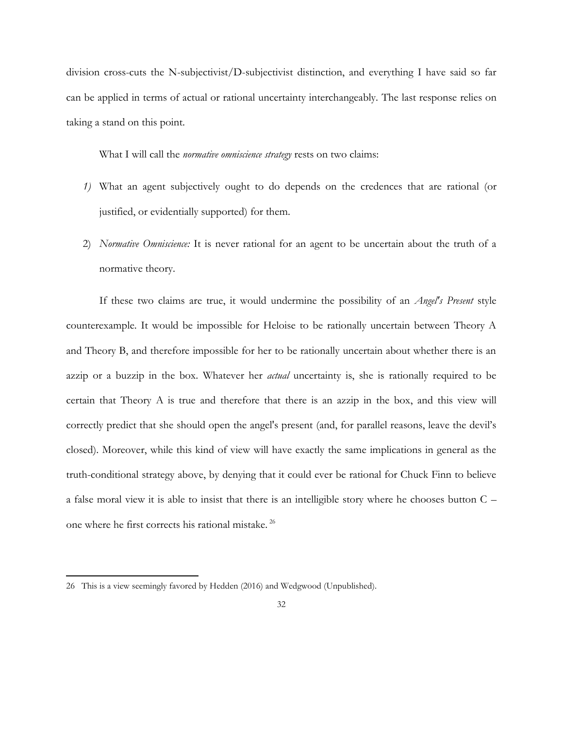division cross-cuts the N-subjectivist/D-subjectivist distinction, and everything I have said so far can be applied in terms of actual or rational uncertainty interchangeably. The last response relies on taking a stand on this point.

What I will call the *normative omniscience strategy* rests on two claims:

*1)* What an agent subjectively ought to do depends on the credences that are rational (or justified, or evidentially supported) for them.

2) *Normative Omniscience:* It is never rational for an agent to be uncertain about the truth of a normative theory.

If these two claims are true, it would undermine the possibility of an *Angel's Present* style counterexample. It would be impossible for Heloise to be rationally uncertain between Theory A and Theory B, and therefore impossible for her to be rationally uncertain about whether there is an azzip or a buzzip in the box. Whatever her *actual* uncertainty is, she is rationally required to be certain that Theory A is true and therefore that there is an azzip in the box, and this view will correctly predict that she should open the angel's present (and, for parallel reasons, leave the devil's closed). Moreover, while this kind of view will have exactly the same implications in general as the truth-conditional strategy above, by denying that it could ever be rational for Chuck Finn to believe a false moral view it is able to insist that there is an intelligible story where he chooses button C – one where he first corrects his rational mistake. [26]

---

26 This is a view seemingly favored by Hedden (2016) and Wedgwood (Unpublished).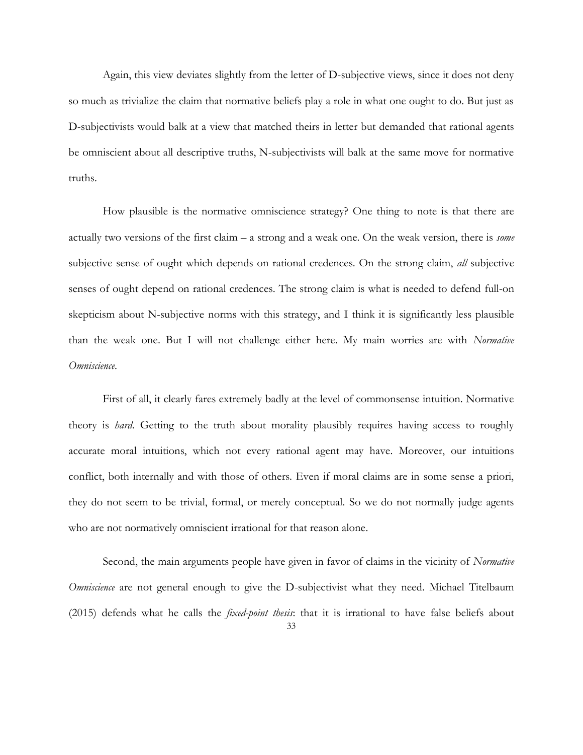Again, this view deviates slightly from the letter of D-subjective views, since it does not deny so much as trivialize the claim that normative beliefs play a role in what one ought to do. But just as D-subjectivists would balk at a view that matched theirs in letter but demanded that rational agents be omniscient about all descriptive truths, N-subjectivists will balk at the same move for normative truths.

How plausible is the normative omniscience strategy? One thing to note is that there are actually two versions of the first claim – a strong and a weak one. On the weak version, there is *some* subjective sense of ought which depends on rational credences. On the strong claim, *all* subjective senses of ought depend on rational credences. The strong claim is what is needed to defend full-on skepticism about N-subjective norms with this strategy, and I think it is significantly less plausible than the weak one. But I will not challenge either here. My main worries are with *Normative Omniscience*.

First of all, it clearly fares extremely badly at the level of commonsense intuition. Normative theory is *hard*. Getting to the truth about morality plausibly requires having access to roughly accurate moral intuitions, which not every rational agent may have. Moreover, our intuitions conflict, both internally and with those of others. Even if moral claims are in some sense a priori, they do not seem to be trivial, formal, or merely conceptual. So we do not normally judge agents who are not normatively omniscient irrational for that reason alone.

Second, the main arguments people have given in favor of claims in the vicinity of *Normative Omniscience* are not general enough to give the D-subjectivist what they need. Michael Titelbaum (2015) defends what he calls the *fixed-point thesis*: that it is irrational to have false beliefs about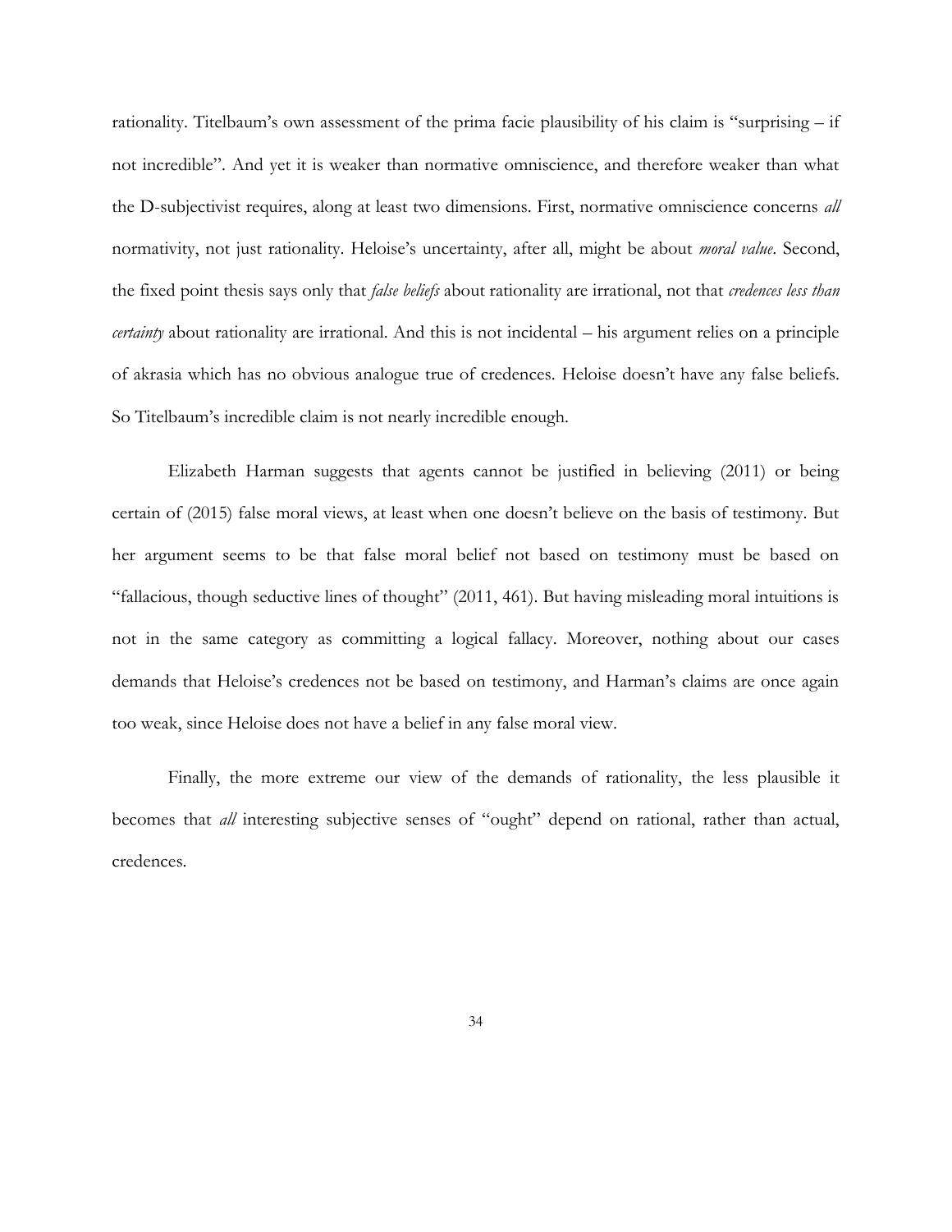rationality. Titelbaum's own assessment of the prima facie plausibility of his claim is "surprising – if not incredible". And yet it is weaker than normative omniscience, and therefore weaker than what the D-subjectivist requires, along at least two dimensions. First, normative omniscience concerns *all* normativity, not just rationality. Heloise's uncertainty, after all, might be about *moral value*. Second, the fixed point thesis says only that *false beliefs* about rationality are irrational, not that *credences less than certainty* about rationality are irrational. And this is not incidental – his argument relies on a principle of akrasia which has no obvious analogue true of credences. Heloise doesn't have any false beliefs. So Titelbaum's incredible claim is not nearly incredible enough.

Elizabeth Harman suggests that agents cannot be justified in believing (2011) or being certain of (2015) false moral views, at least when one doesn't believe on the basis of testimony. But her argument seems to be that false moral belief not based on testimony must be based on "fallacious, though seductive lines of thought" (2011, 461). But having misleading moral intuitions is not in the same category as committing a logical fallacy. Moreover, nothing about our cases demands that Heloise's credences not be based on testimony, and Harman's claims are once again too weak, since Heloise does not have a belief in any false moral view.

Finally, the more extreme our view of the demands of rationality, the less plausible it becomes that *all* interesting subjective senses of "ought" depend on rational, rather than actual, credences.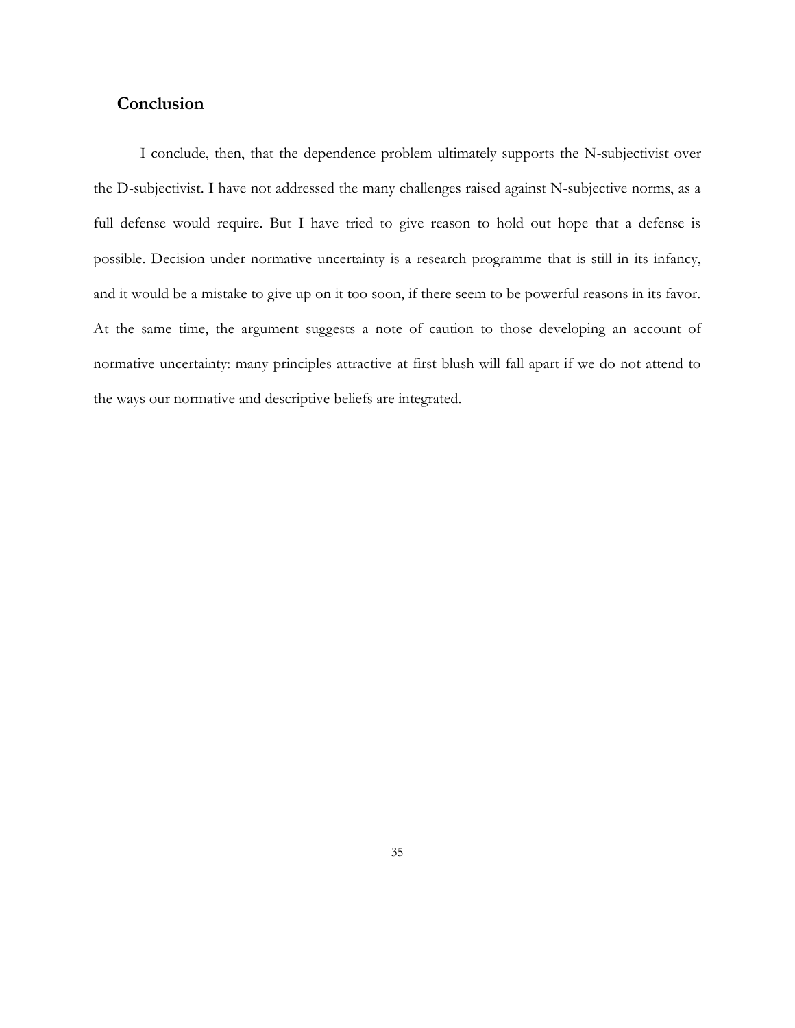## Conclusion

I conclude, then, that the dependence problem ultimately supports the N-subjectivist over the D-subjectivist. I have not addressed the many challenges raised against N-subjective norms, as a full defense would require. But I have tried to give reason to hold out hope that a defense is possible. Decision under normative uncertainty is a research programme that is still in its infancy, and it would be a mistake to give up on it too soon, if there seem to be powerful reasons in its favor. At the same time, the argument suggests a note of caution to those developing an account of normative uncertainty: many principles attractive at first blush will fall apart if we do not attend to the ways our normative and descriptive beliefs are integrated.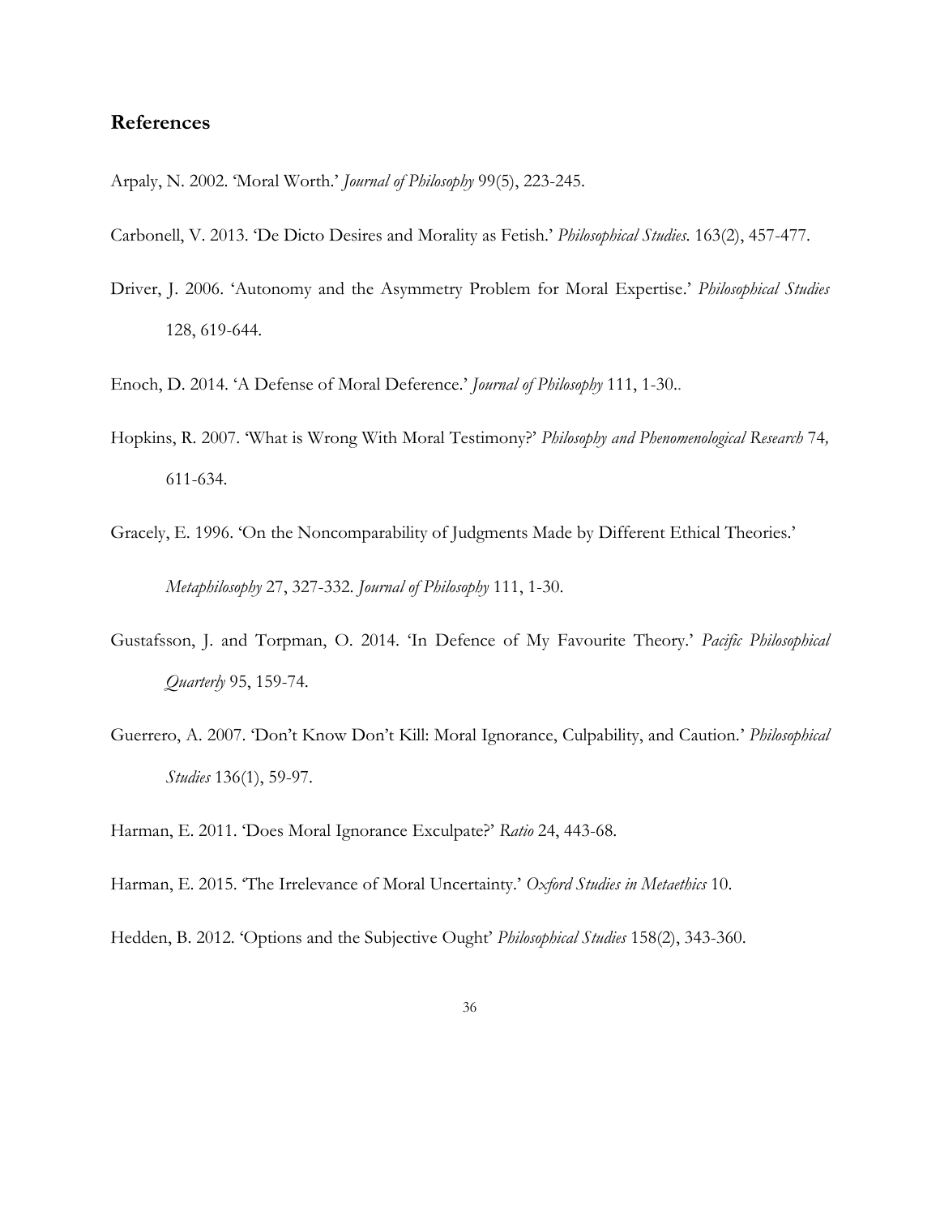## References

Arpaly, N. 2002. 'Moral Worth.' *Journal of Philosophy* 99(5), 223-245.

Carbonell, V. 2013. 'De Dicto Desires and Morality as Fetish.' *Philosophical Studies*. 163(2), 457-477.

Driver, J. 2006. 'Autonomy and the Asymmetry Problem for Moral Expertise.' *Philosophical Studies* 128, 619-644.

Enoch, D. 2014. 'A Defense of Moral Deference.' *Journal of Philosophy* 111, 1-30..

Hopkins, R. 2007. 'What is Wrong With Moral Testimony?' *Philosophy and Phenomenological Research* 74, 611-634.

Gracely, E. 1996. 'On the Noncomparability of Judgments Made by Different Ethical Theories.' *Metaphilosophy* 27, 327-332. *Journal of Philosophy* 111, 1-30.

Gustafsson, J. and Torpman, O. 2014. 'In Defence of My Favourite Theory.' *Pacific Philosophical Quarterly* 95, 159-74.

Guerrero, A. 2007. 'Don't Know Don't Kill: Moral Ignorance, Culpability, and Caution.' *Philosophical Studies* 136(1), 59-97.

Harman, E. 2011. 'Does Moral Ignorance Exculpate?' *Ratio* 24, 443-68.

Harman, E. 2015. 'The Irrelevance of Moral Uncertainty.' *Oxford Studies in Metaethics* 10.

Hedden, B. 2012. 'Options and the Subjective Ought' *Philosophical Studies* 158(2), 343-360.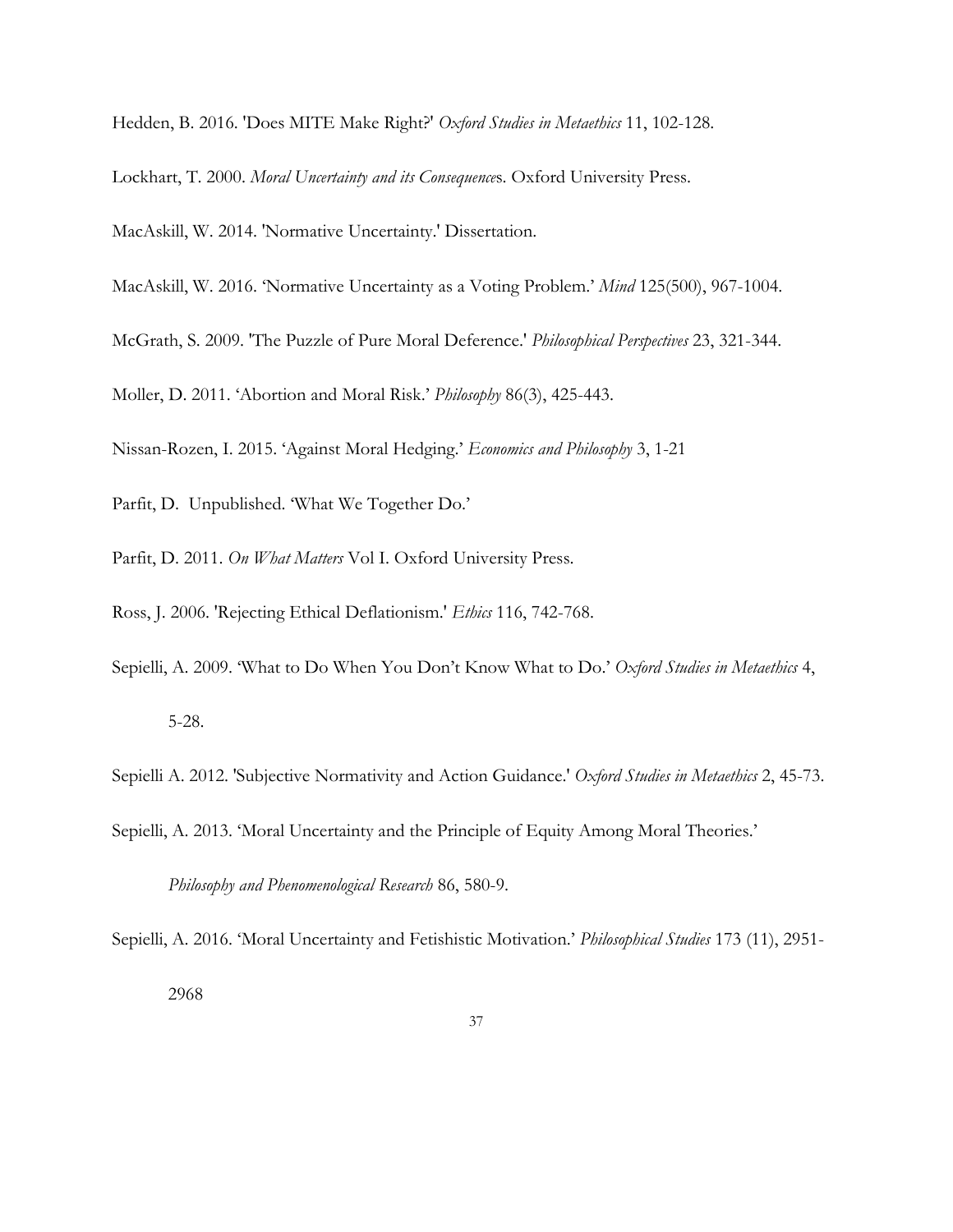Hedden, B. 2016. 'Does MITE Make Right?' *Oxford Studies in Metaethics* 11, 102-128.

Lockhart, T. 2000. *Moral Uncertainty and its Consequence*s. Oxford University Press.

MacAskill, W. 2014. 'Normative Uncertainty.' Dissertation.

MacAskill, W. 2016. 'Normative Uncertainty as a Voting Problem.' *Mind* 125(500), 967-1004.

McGrath, S. 2009. 'The Puzzle of Pure Moral Deference.' *Philosophical Perspectives* 23, 321-344.

Moller, D. 2011. 'Abortion and Moral Risk.' *Philosophy* 86(3), 425-443.

Nissan-Rozen, I. 2015. 'Against Moral Hedging.' *Economics and Philosophy* 3, 1-21

Parfit, D. Unpublished. 'What We Together Do.'

Parfit, D. 2011. *On What Matters* Vol I. Oxford University Press.

Ross, J. 2006. 'Rejecting Ethical Deflationism.' *Ethics* 116, 742-768.

Sepielli, A. 2009. 'What to Do When You Don't Know What to Do.' *Oxford Studies in Metaethics* 4, 5-28.

Sepielli A. 2012. 'Subjective Normativity and Action Guidance.' *Oxford Studies in Metaethics* 2, 45-73.

Sepielli, A. 2013. 'Moral Uncertainty and the Principle of Equity Among Moral Theories.' *Philosophy and Phenomenological Research* 86, 580-9.

Sepielli, A. 2016. 'Moral Uncertainty and Fetishistic Motivation.' *Philosophical Studies* 173 (11), 2951-2968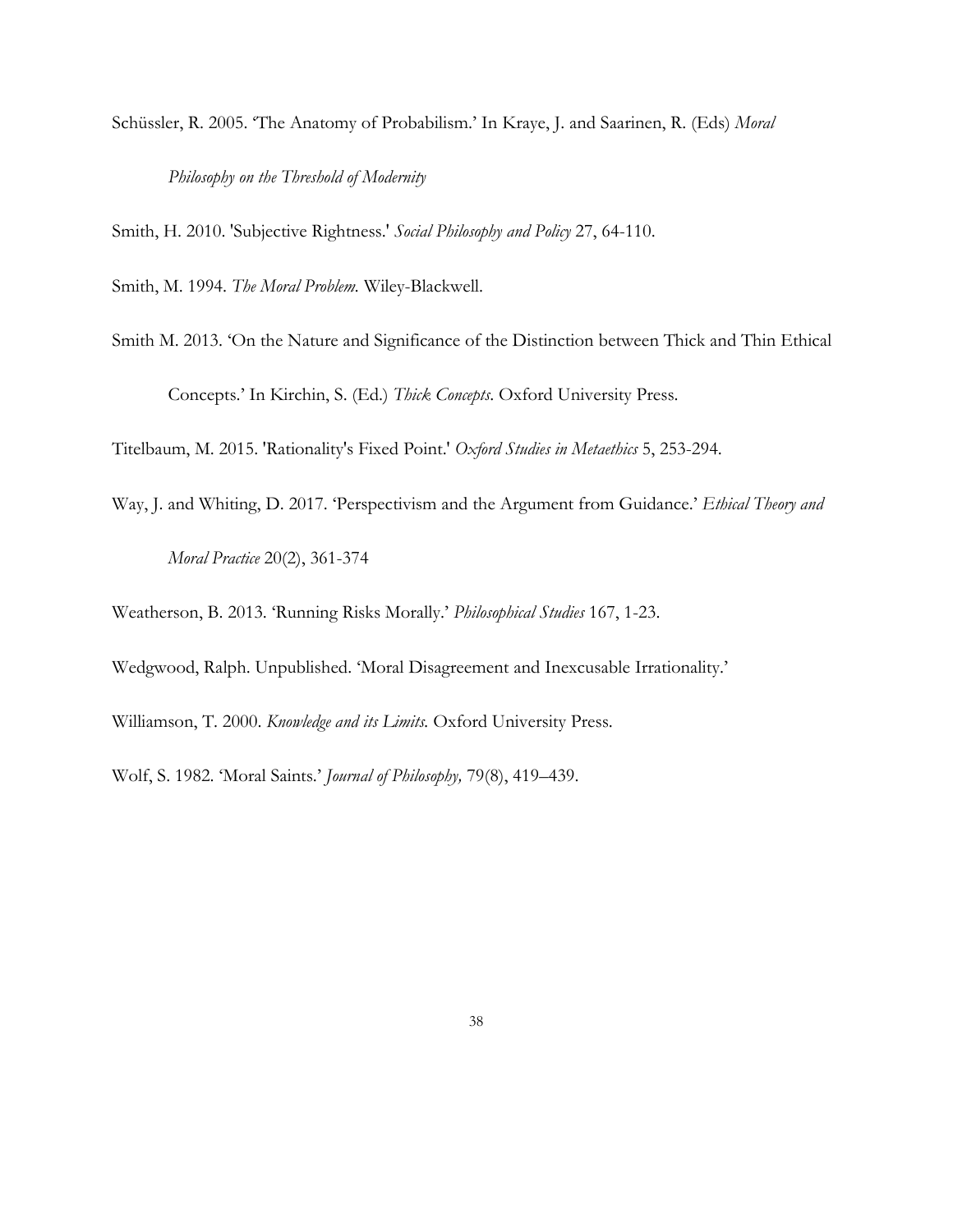Schüssler, R. 2005. 'The Anatomy of Probabilism.' In Kraye, J. and Saarinen, R. (Eds) *Moral Philosophy on the Threshold of Modernity*

Smith, H. 2010. 'Subjective Rightness.' *Social Philosophy and Policy* 27, 64-110.

Smith, M. 1994. *The Moral Problem.* Wiley-Blackwell.

Smith M. 2013. 'On the Nature and Significance of the Distinction between Thick and Thin Ethical Concepts.' In Kirchin, S. (Ed.) *Thick Concepts*. Oxford University Press.

Titelbaum, M. 2015. 'Rationality's Fixed Point.' *Oxford Studies in Metaethics* 5, 253-294.

Way, J. and Whiting, D. 2017. 'Perspectivism and the Argument from Guidance.' *Ethical Theory and Moral Practice* 20(2), 361-374

Weatherson, B. 2013. 'Running Risks Morally.' *Philosophical Studies* 167, 1-23.

Wedgwood, Ralph. Unpublished. 'Moral Disagreement and Inexcusable Irrationality.'

Williamson, T. 2000. *Knowledge and its Limits.* Oxford University Press.

Wolf, S. 1982. 'Moral Saints.' *Journal of Philosophy,* 79(8), 419–439.